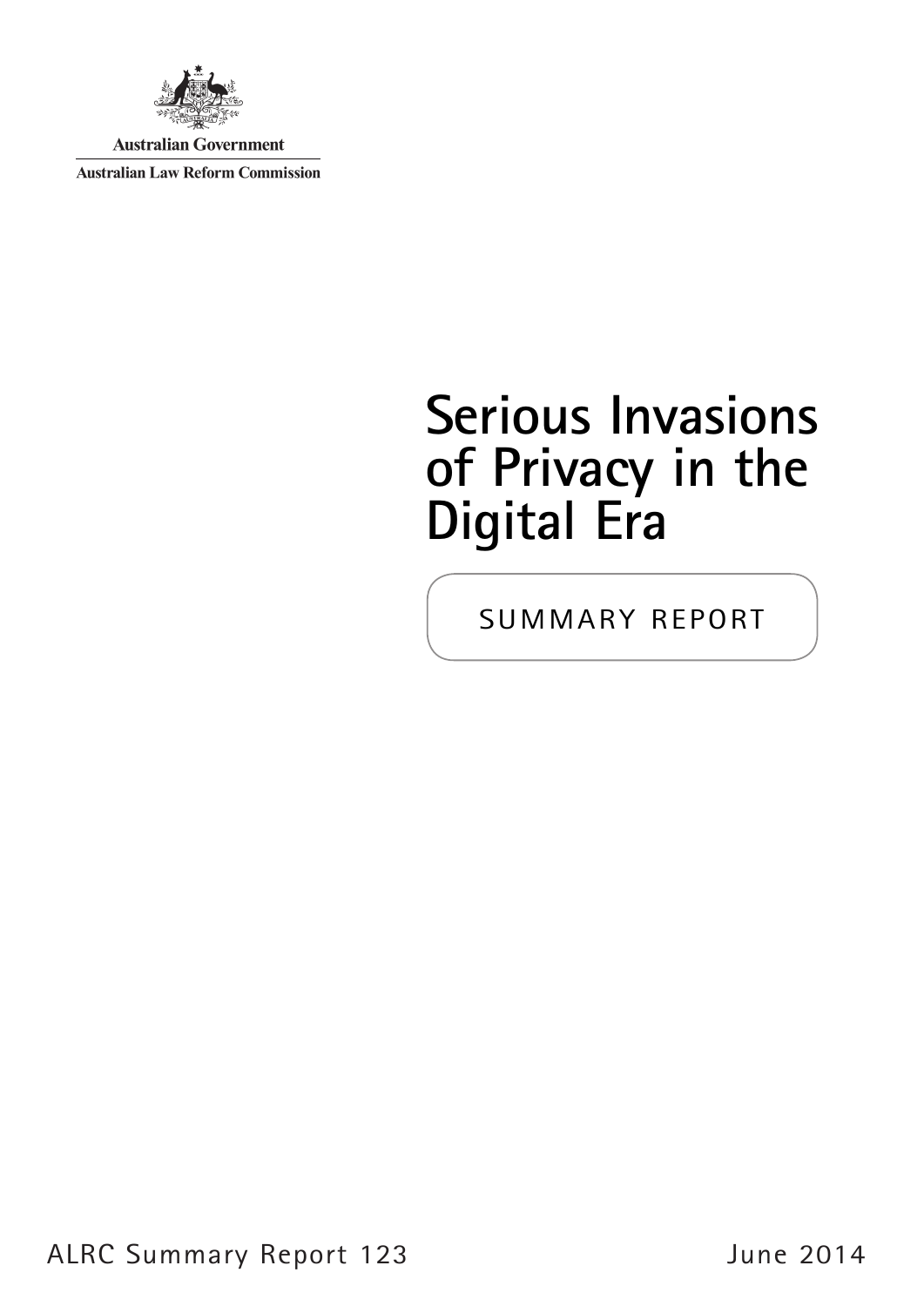Australian Government

Australian Law Reform Commission

# Serious Invasions of Privacy in the Digital Era

SUMMARY REPORT

ALRC Summary Report 123

June 2014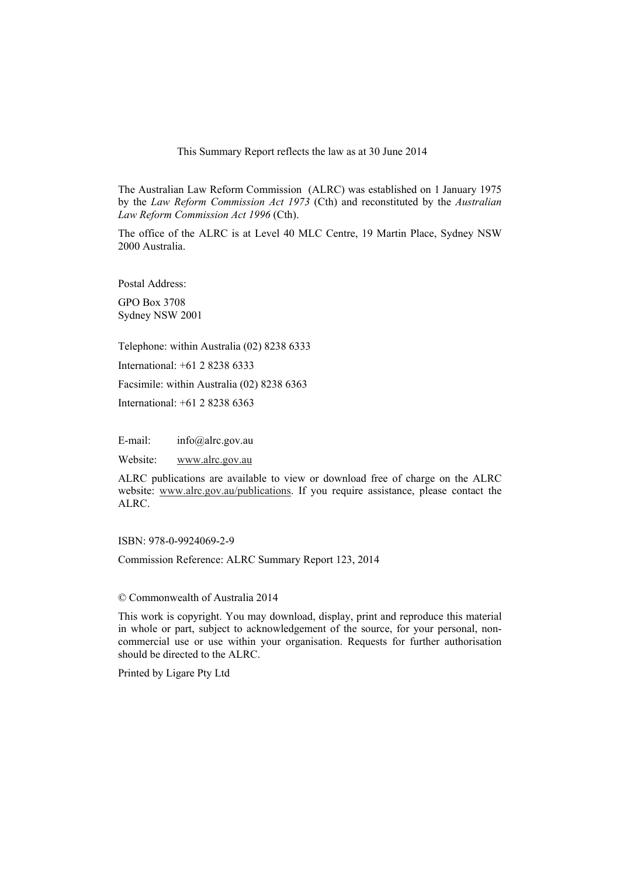This Summary Report reflects the law as at 30 June 2014

The Australian Law Reform Commission (ALRC) was established on 1 January 1975 by the *Law Reform Commission Act 1973* (Cth) and reconstituted by the *Australian Law Reform Commission Act 1996* (Cth).

The office of the ALRC is at Level 40 MLC Centre, 19 Martin Place, Sydney NSW 2000 Australia.

Postal Address:

GPO Box 3708
Sydney NSW 2001

Telephone: within Australia (02) 8238 6333

International: +61 2 8238 6333

Facsimile: within Australia (02) 8238 6363

International: +61 2 8238 6363

E-mail: info@alrc.gov.au

Website: www.alrc.gov.au

ALRC publications are available to view or download free of charge on the ALRC website: www.alrc.gov.au/publications. If you require assistance, please contact the ALRC.

ISBN: 978-0-9924069-2-9

Commission Reference: ALRC Summary Report 123, 2014

© Commonwealth of Australia 2014

This work is copyright. You may download, display, print and reproduce this material in whole or part, subject to acknowledgement of the source, for your personal, non-commercial use or use within your organisation. Requests for further authorisation should be directed to the ALRC.

Printed by Ligare Pty Ltd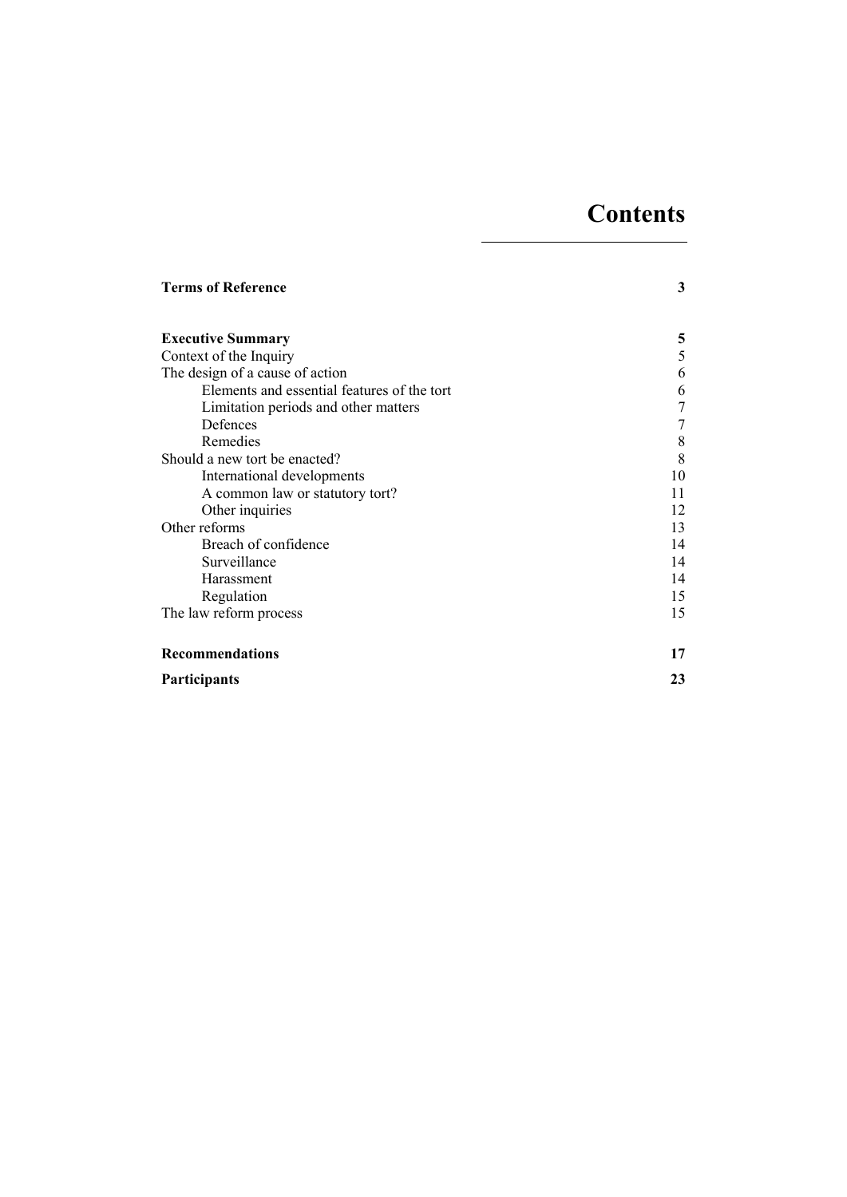# Contents

| | |
|---|---|
| **Terms of Reference** | **3** |
| | |
| **Executive Summary** | **5** |
| Context of the Inquiry | 5 |
| The design of a cause of action | 6 |
| Elements and essential features of the tort | 6 |
| Limitation periods and other matters | 7 |
| Defences | 7 |
| Remedies | 8 |
| Should a new tort be enacted? | 8 |
| International developments | 10 |
| A common law or statutory tort? | 11 |
| Other inquiries | 12 |
| Other reforms | 13 |
| Breach of confidence | 14 |
| Surveillance | 14 |
| Harassment | 14 |
| Regulation | 15 |
| The law reform process | 15 |
| | |
| **Recommendations** | **17** |
| **Participants** | **23** |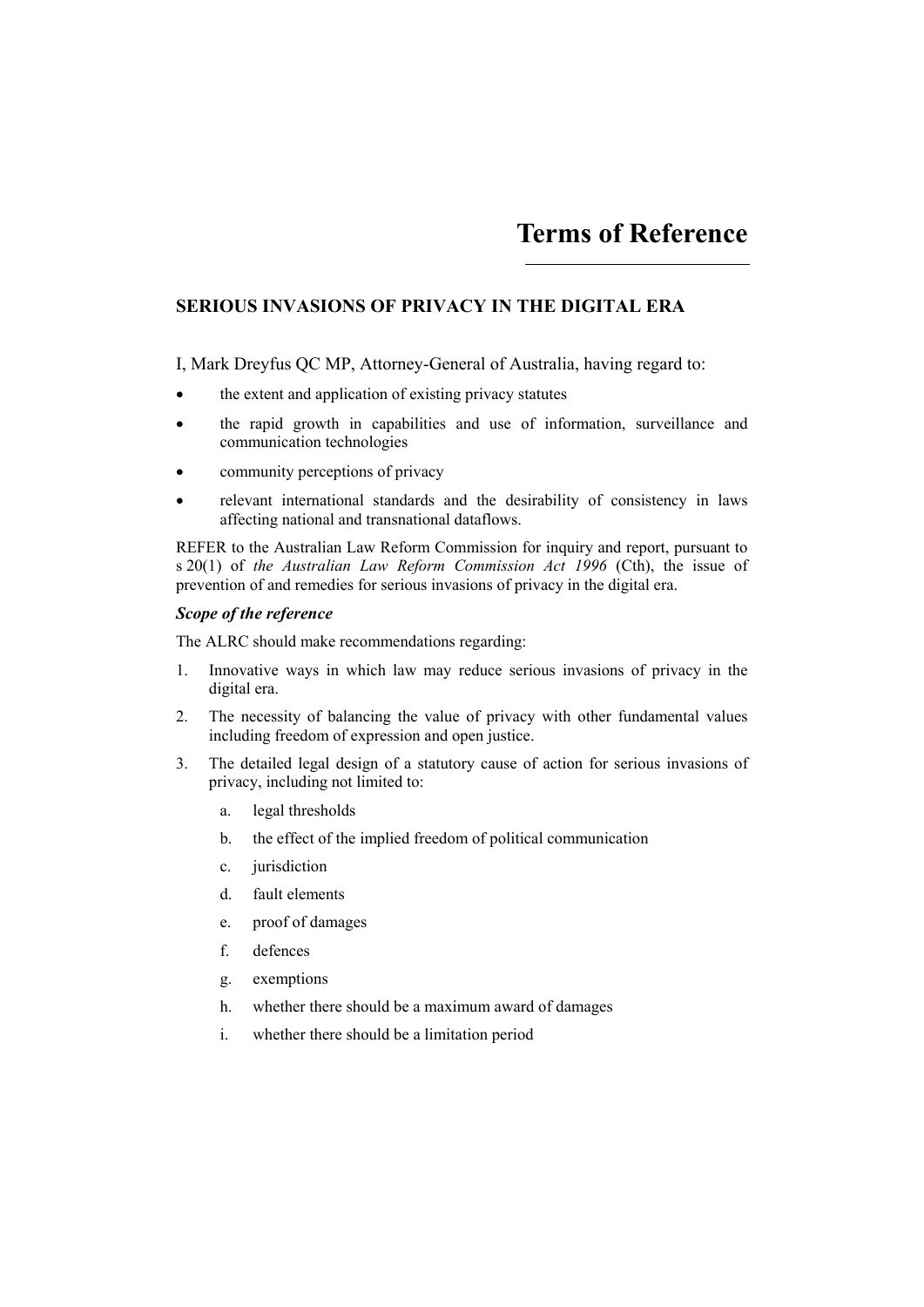# Terms of Reference

## SERIOUS INVASIONS OF PRIVACY IN THE DIGITAL ERA

I, Mark Dreyfus QC MP, Attorney-General of Australia, having regard to:

- the extent and application of existing privacy statutes
- the rapid growth in capabilities and use of information, surveillance and communication technologies
- community perceptions of privacy
- relevant international standards and the desirability of consistency in laws affecting national and transnational dataflows.

REFER to the Australian Law Reform Commission for inquiry and report, pursuant to s 20(1) of *the Australian Law Reform Commission Act 1996* (Cth), the issue of prevention of and remedies for serious invasions of privacy in the digital era.

***Scope of the reference***

The ALRC should make recommendations regarding:

1. Innovative ways in which law may reduce serious invasions of privacy in the digital era.
2. The necessity of balancing the value of privacy with other fundamental values including freedom of expression and open justice.
3. The detailed legal design of a statutory cause of action for serious invasions of privacy, including not limited to:
   a. legal thresholds
   b. the effect of the implied freedom of political communication
   c. jurisdiction
   d. fault elements
   e. proof of damages
   f. defences
   g. exemptions
   h. whether there should be a maximum award of damages
   i. whether there should be a limitation period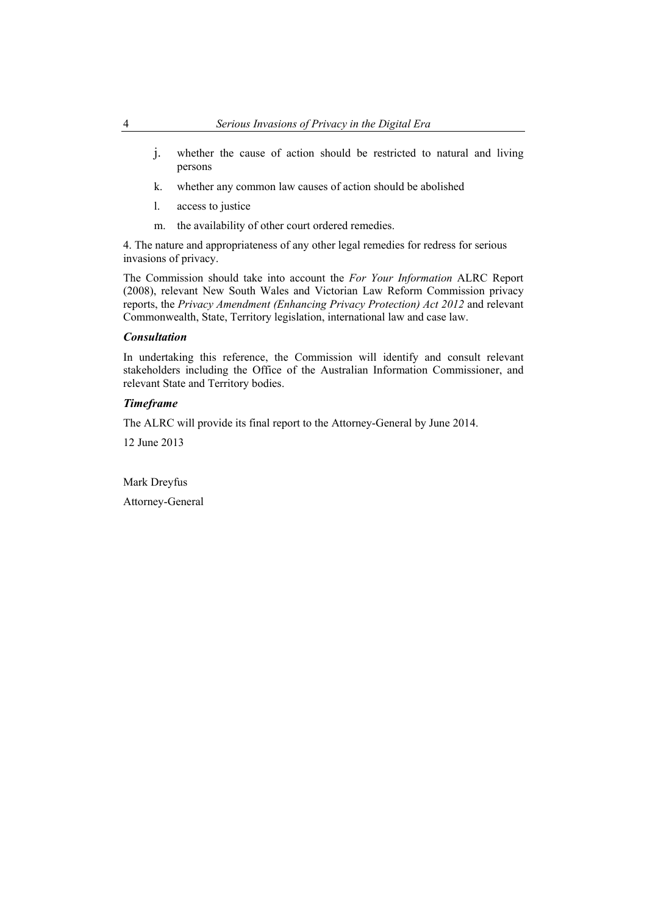j. whether the cause of action should be restricted to natural and living persons

k. whether any common law causes of action should be abolished

l. access to justice

m. the availability of other court ordered remedies.

4. The nature and appropriateness of any other legal remedies for redress for serious invasions of privacy.

The Commission should take into account the *For Your Information* ALRC Report (2008), relevant New South Wales and Victorian Law Reform Commission privacy reports, the *Privacy Amendment (Enhancing Privacy Protection) Act 2012* and relevant Commonwealth, State, Territory legislation, international law and case law.

***Consultation***

In undertaking this reference, the Commission will identify and consult relevant stakeholders including the Office of the Australian Information Commissioner, and relevant State and Territory bodies.

***Timeframe***

The ALRC will provide its final report to the Attorney-General by June 2014.

12 June 2013

Mark Dreyfus

Attorney-General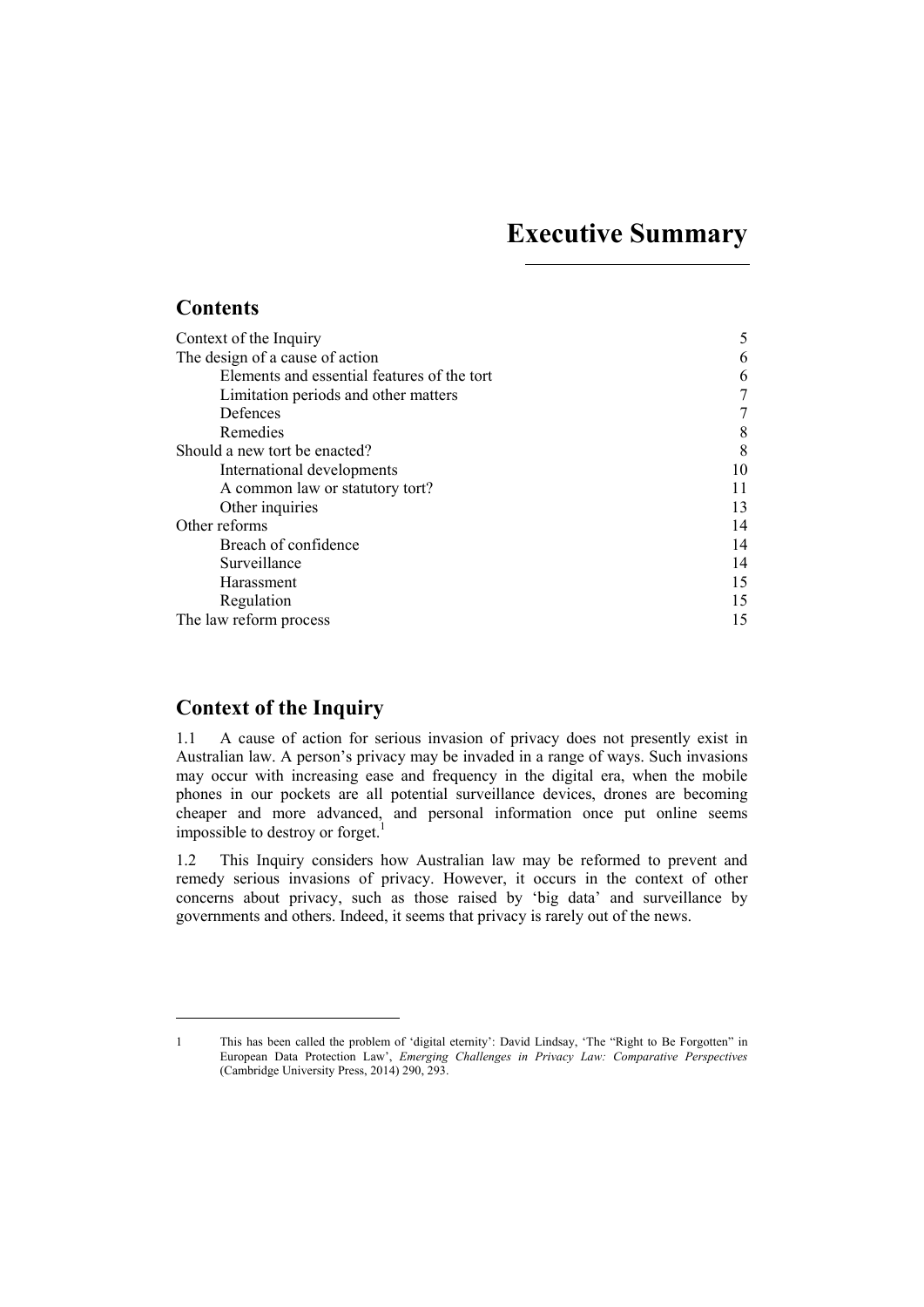# Executive Summary

## Contents

| | |
|---|---|
| Context of the Inquiry | 5 |
| The design of a cause of action | 6 |
| Elements and essential features of the tort | 6 |
| Limitation periods and other matters | 7 |
| Defences | 7 |
| Remedies | 8 |
| Should a new tort be enacted? | 8 |
| International developments | 10 |
| A common law or statutory tort? | 11 |
| Other inquiries | 13 |
| Other reforms | 14 |
| Breach of confidence | 14 |
| Surveillance | 14 |
| Harassment | 15 |
| Regulation | 15 |
| The law reform process | 15 |

## Context of the Inquiry

1.1 A cause of action for serious invasion of privacy does not presently exist in Australian law. A person's privacy may be invaded in a range of ways. Such invasions may occur with increasing ease and frequency in the digital era, when the mobile phones in our pockets are all potential surveillance devices, drones are becoming cheaper and more advanced, and personal information once put online seems impossible to destroy or forget.[1]

1.2 This Inquiry considers how Australian law may be reformed to prevent and remedy serious invasions of privacy. However, it occurs in the context of other concerns about privacy, such as those raised by 'big data' and surveillance by governments and others. Indeed, it seems that privacy is rarely out of the news.

---

1 This has been called the problem of 'digital eternity': David Lindsay, 'The "Right to Be Forgotten" in European Data Protection Law', *Emerging Challenges in Privacy Law: Comparative Perspectives* (Cambridge University Press, 2014) 290, 293.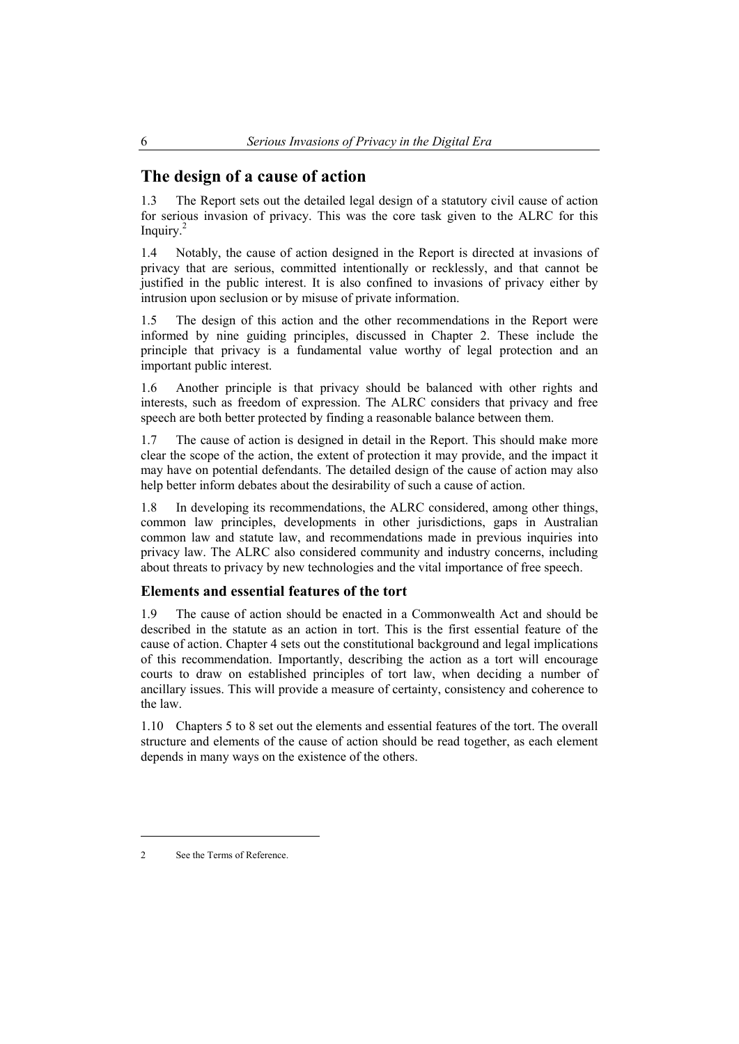## The design of a cause of action

1.3 The Report sets out the detailed legal design of a statutory civil cause of action for serious invasion of privacy. This was the core task given to the ALRC for this Inquiry.[2]

1.4 Notably, the cause of action designed in the Report is directed at invasions of privacy that are serious, committed intentionally or recklessly, and that cannot be justified in the public interest. It is also confined to invasions of privacy either by intrusion upon seclusion or by misuse of private information.

1.5 The design of this action and the other recommendations in the Report were informed by nine guiding principles, discussed in Chapter 2. These include the principle that privacy is a fundamental value worthy of legal protection and an important public interest.

1.6 Another principle is that privacy should be balanced with other rights and interests, such as freedom of expression. The ALRC considers that privacy and free speech are both better protected by finding a reasonable balance between them.

1.7 The cause of action is designed in detail in the Report. This should make more clear the scope of the action, the extent of protection it may provide, and the impact it may have on potential defendants. The detailed design of the cause of action may also help better inform debates about the desirability of such a cause of action.

1.8 In developing its recommendations, the ALRC considered, among other things, common law principles, developments in other jurisdictions, gaps in Australian common law and statute law, and recommendations made in previous inquiries into privacy law. The ALRC also considered community and industry concerns, including about threats to privacy by new technologies and the vital importance of free speech.

### Elements and essential features of the tort

1.9 The cause of action should be enacted in a Commonwealth Act and should be described in the statute as an action in tort. This is the first essential feature of the cause of action. Chapter 4 sets out the constitutional background and legal implications of this recommendation. Importantly, describing the action as a tort will encourage courts to draw on established principles of tort law, when deciding a number of ancillary issues. This will provide a measure of certainty, consistency and coherence to the law.

1.10 Chapters 5 to 8 set out the elements and essential features of the tort. The overall structure and elements of the cause of action should be read together, as each element depends in many ways on the existence of the others.

---

2 See the Terms of Reference.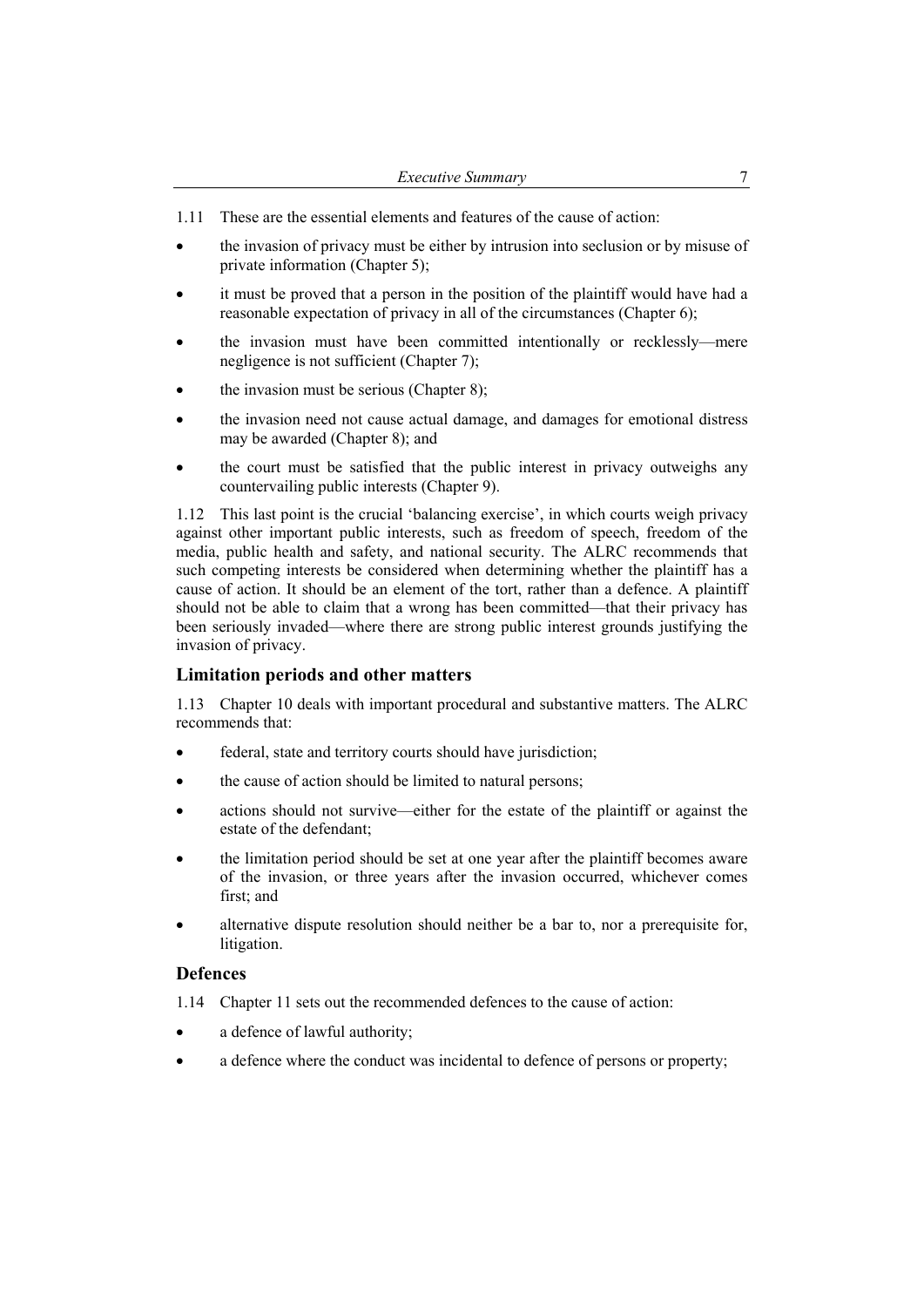1.11 These are the essential elements and features of the cause of action:

- the invasion of privacy must be either by intrusion into seclusion or by misuse of private information (Chapter 5);
- it must be proved that a person in the position of the plaintiff would have had a reasonable expectation of privacy in all of the circumstances (Chapter 6);
- the invasion must have been committed intentionally or recklessly—mere negligence is not sufficient (Chapter 7);
- the invasion must be serious (Chapter 8);
- the invasion need not cause actual damage, and damages for emotional distress may be awarded (Chapter 8); and
- the court must be satisfied that the public interest in privacy outweighs any countervailing public interests (Chapter 9).

1.12 This last point is the crucial 'balancing exercise', in which courts weigh privacy against other important public interests, such as freedom of speech, freedom of the media, public health and safety, and national security. The ALRC recommends that such competing interests be considered when determining whether the plaintiff has a cause of action. It should be an element of the tort, rather than a defence. A plaintiff should not be able to claim that a wrong has been committed—that their privacy has been seriously invaded—where there are strong public interest grounds justifying the invasion of privacy.

### Limitation periods and other matters

1.13 Chapter 10 deals with important procedural and substantive matters. The ALRC recommends that:

- federal, state and territory courts should have jurisdiction;
- the cause of action should be limited to natural persons;
- actions should not survive—either for the estate of the plaintiff or against the estate of the defendant;
- the limitation period should be set at one year after the plaintiff becomes aware of the invasion, or three years after the invasion occurred, whichever comes first; and
- alternative dispute resolution should neither be a bar to, nor a prerequisite for, litigation.

### Defences

1.14 Chapter 11 sets out the recommended defences to the cause of action:

- a defence of lawful authority;
- a defence where the conduct was incidental to defence of persons or property;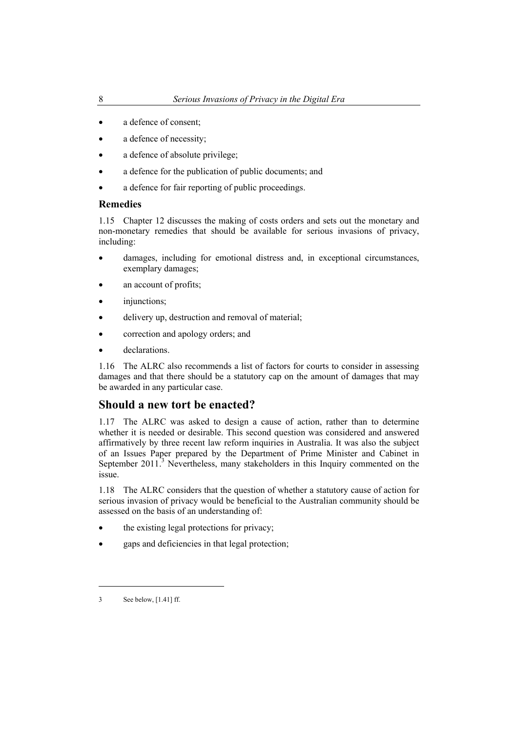- a defence of consent;
- a defence of necessity;
- a defence of absolute privilege;
- a defence for the publication of public documents; and
- a defence for fair reporting of public proceedings.

### Remedies

1.15 Chapter 12 discusses the making of costs orders and sets out the monetary and non-monetary remedies that should be available for serious invasions of privacy, including:

- damages, including for emotional distress and, in exceptional circumstances, exemplary damages;
- an account of profits;
- injunctions;
- delivery up, destruction and removal of material;
- correction and apology orders; and
- declarations.

1.16 The ALRC also recommends a list of factors for courts to consider in assessing damages and that there should be a statutory cap on the amount of damages that may be awarded in any particular case.

## Should a new tort be enacted?

1.17 The ALRC was asked to design a cause of action, rather than to determine whether it is needed or desirable. This second question was considered and answered affirmatively by three recent law reform inquiries in Australia. It was also the subject of an Issues Paper prepared by the Department of Prime Minister and Cabinet in September 2011.[3] Nevertheless, many stakeholders in this Inquiry commented on the issue.

1.18 The ALRC considers that the question of whether a statutory cause of action for serious invasion of privacy would be beneficial to the Australian community should be assessed on the basis of an understanding of:

- the existing legal protections for privacy;
- gaps and deficiencies in that legal protection;

3 See below, [1.41] ff.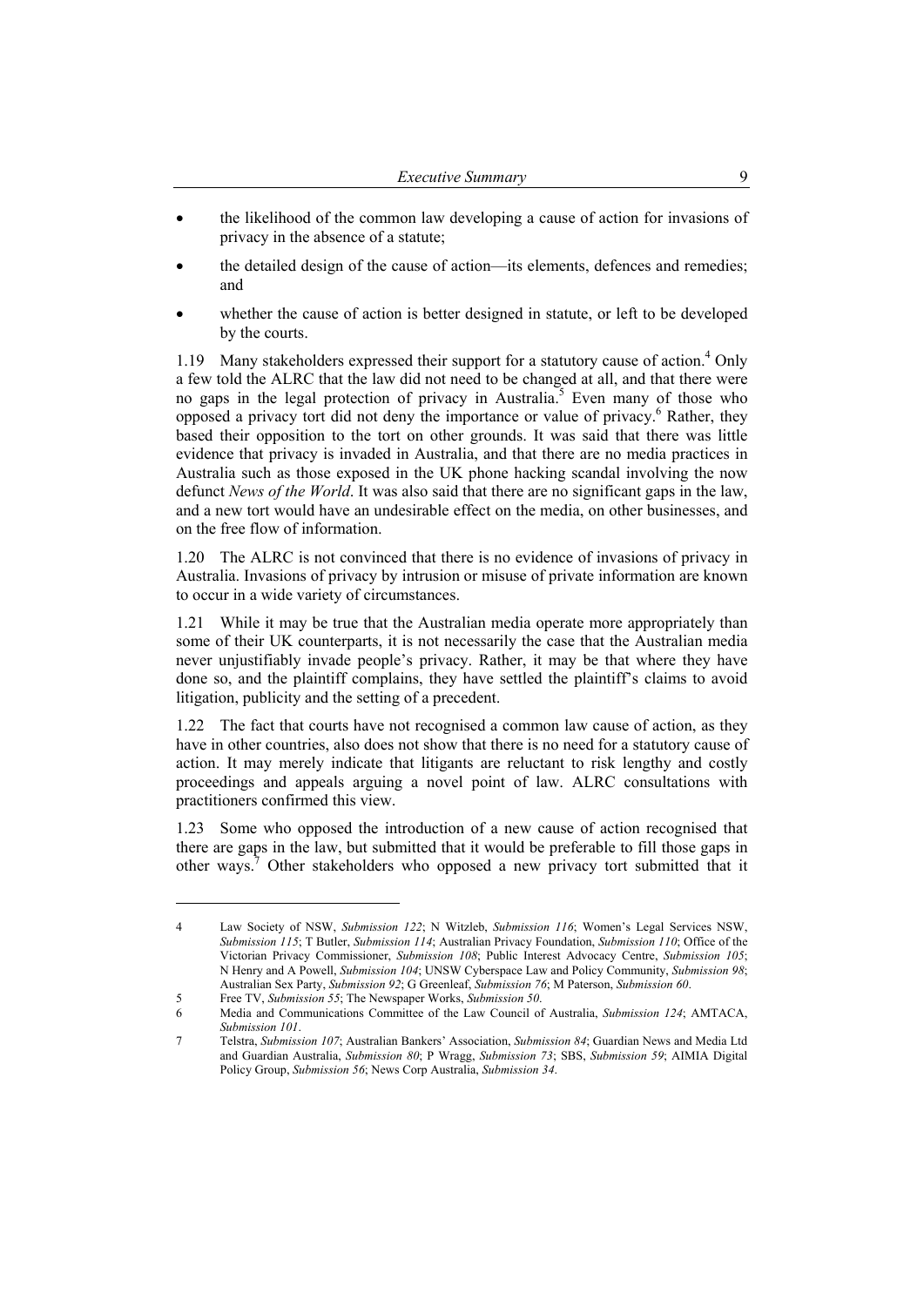- the likelihood of the common law developing a cause of action for invasions of privacy in the absence of a statute;
- the detailed design of the cause of action—its elements, defences and remedies; and
- whether the cause of action is better designed in statute, or left to be developed by the courts.

1.19 Many stakeholders expressed their support for a statutory cause of action.[4] Only a few told the ALRC that the law did not need to be changed at all, and that there were no gaps in the legal protection of privacy in Australia.[5] Even many of those who opposed a privacy tort did not deny the importance or value of privacy.[6] Rather, they based their opposition to the tort on other grounds. It was said that there was little evidence that privacy is invaded in Australia, and that there are no media practices in Australia such as those exposed in the UK phone hacking scandal involving the now defunct *News of the World*. It was also said that there are no significant gaps in the law, and a new tort would have an undesirable effect on the media, on other businesses, and on the free flow of information.

1.20 The ALRC is not convinced that there is no evidence of invasions of privacy in Australia. Invasions of privacy by intrusion or misuse of private information are known to occur in a wide variety of circumstances.

1.21 While it may be true that the Australian media operate more appropriately than some of their UK counterparts, it is not necessarily the case that the Australian media never unjustifiably invade people's privacy. Rather, it may be that where they have done so, and the plaintiff complains, they have settled the plaintiff's claims to avoid litigation, publicity and the setting of a precedent.

1.22 The fact that courts have not recognised a common law cause of action, as they have in other countries, also does not show that there is no need for a statutory cause of action. It may merely indicate that litigants are reluctant to risk lengthy and costly proceedings and appeals arguing a novel point of law. ALRC consultations with practitioners confirmed this view.

1.23 Some who opposed the introduction of a new cause of action recognised that there are gaps in the law, but submitted that it would be preferable to fill those gaps in other ways.[7] Other stakeholders who opposed a new privacy tort submitted that it

---

4 Law Society of NSW, *Submission 122*; N Witzleb, *Submission 116*; Women's Legal Services NSW, *Submission 115*; T Butler, *Submission 114*; Australian Privacy Foundation, *Submission 110*; Office of the Victorian Privacy Commissioner, *Submission 108*; Public Interest Advocacy Centre, *Submission 105*; N Henry and A Powell, *Submission 104*; UNSW Cyberspace Law and Policy Community, *Submission 98*; Australian Sex Party, *Submission 92*; G Greenleaf, *Submission 76*; M Paterson, *Submission 60*.

5 Free TV, *Submission 55*; The Newspaper Works, *Submission 50*.

6 Media and Communications Committee of the Law Council of Australia, *Submission 124*; AMTACA, *Submission 101*.

7 Telstra, *Submission 107*; Australian Bankers' Association, *Submission 84*; Guardian News and Media Ltd and Guardian Australia, *Submission 80*; P Wragg, *Submission 73*; SBS, *Submission 59*; AIMIA Digital Policy Group, *Submission 56*; News Corp Australia, *Submission 34*.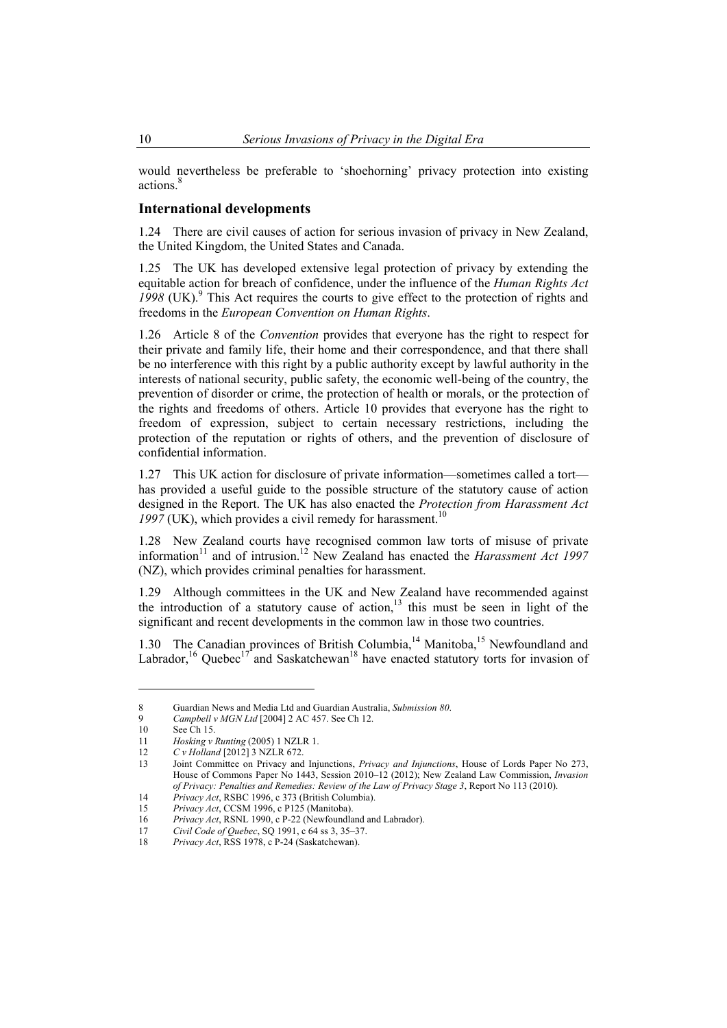would nevertheless be preferable to 'shoehorning' privacy protection into existing actions.[8]

## International developments

1.24 There are civil causes of action for serious invasion of privacy in New Zealand, the United Kingdom, the United States and Canada.

1.25 The UK has developed extensive legal protection of privacy by extending the equitable action for breach of confidence, under the influence of the *Human Rights Act 1998* (UK).[9] This Act requires the courts to give effect to the protection of rights and freedoms in the *European Convention on Human Rights*.

1.26 Article 8 of the *Convention* provides that everyone has the right to respect for their private and family life, their home and their correspondence, and that there shall be no interference with this right by a public authority except by lawful authority in the interests of national security, public safety, the economic well-being of the country, the prevention of disorder or crime, the protection of health or morals, or the protection of the rights and freedoms of others. Article 10 provides that everyone has the right to freedom of expression, subject to certain necessary restrictions, including the protection of the reputation or rights of others, and the prevention of disclosure of confidential information.

1.27 This UK action for disclosure of private information—sometimes called a tort—has provided a useful guide to the possible structure of the statutory cause of action designed in the Report. The UK has also enacted the *Protection from Harassment Act 1997* (UK), which provides a civil remedy for harassment.[10]

1.28 New Zealand courts have recognised common law torts of misuse of private information[11] and of intrusion.[12] New Zealand has enacted the *Harassment Act 1997* (NZ), which provides criminal penalties for harassment.

1.29 Although committees in the UK and New Zealand have recommended against the introduction of a statutory cause of action,[13] this must be seen in light of the significant and recent developments in the common law in those two countries.

1.30 The Canadian provinces of British Columbia,[14] Manitoba,[15] Newfoundland and Labrador,[16] Quebec[17] and Saskatchewan[18] have enacted statutory torts for invasion of

---

8 Guardian News and Media Ltd and Guardian Australia, *Submission 80*.

9 *Campbell v MGN Ltd* [2004] 2 AC 457. See Ch 12.

10 See Ch 15.

11 *Hosking v Runting* (2005) 1 NZLR 1.

12 *C v Holland* [2012] 3 NZLR 672.

13 Joint Committee on Privacy and Injunctions, *Privacy and Injunctions*, House of Lords Paper No 273, House of Commons Paper No 1443, Session 2010–12 (2012); New Zealand Law Commission, *Invasion of Privacy: Penalties and Remedies: Review of the Law of Privacy Stage 3*, Report No 113 (2010).

14 *Privacy Act*, RSBC 1996, c 373 (British Columbia).

15 *Privacy Act*, CCSM 1996, c P125 (Manitoba).

16 *Privacy Act*, RSNL 1990, c P-22 (Newfoundland and Labrador).

17 *Civil Code of Quebec*, SQ 1991, c 64 ss 3, 35–37.

18 *Privacy Act*, RSS 1978, c P-24 (Saskatchewan).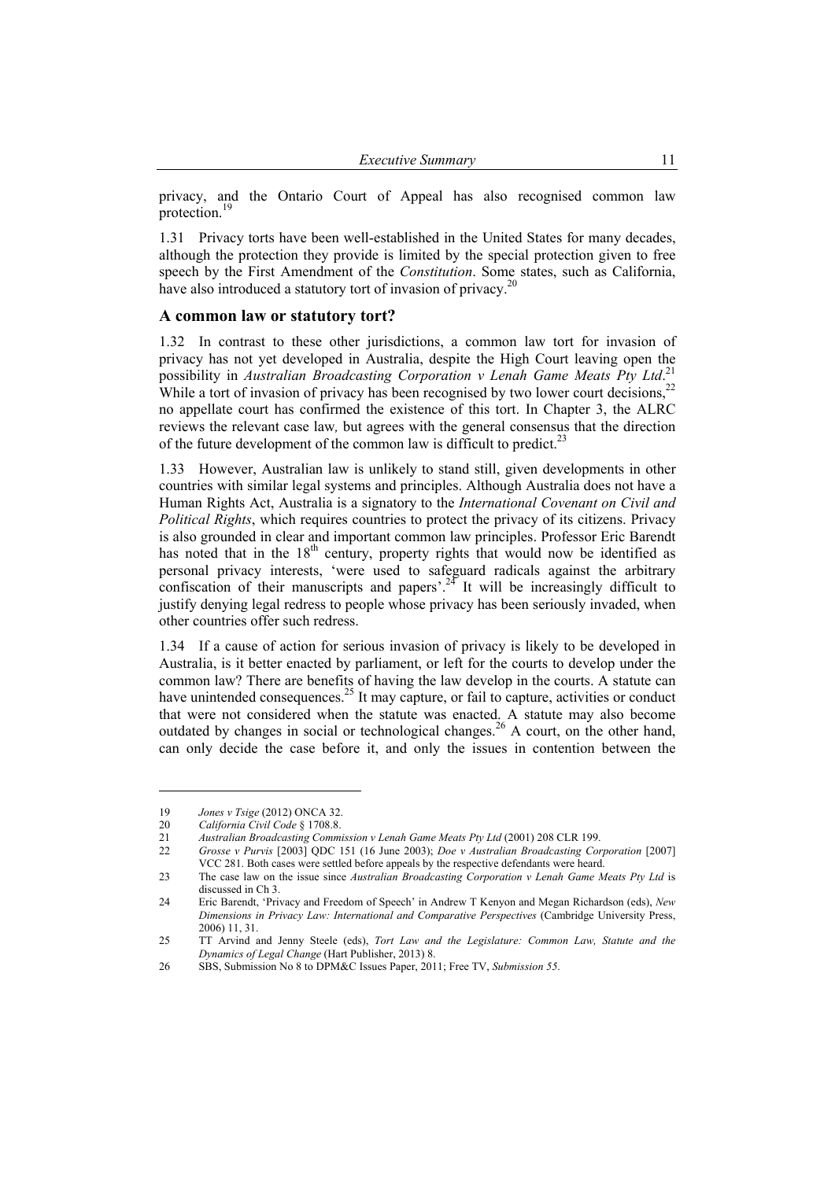privacy, and the Ontario Court of Appeal has also recognised common law protection.[19]

1.31 Privacy torts have been well-established in the United States for many decades, although the protection they provide is limited by the special protection given to free speech by the First Amendment of the *Constitution*. Some states, such as California, have also introduced a statutory tort of invasion of privacy.[20]

## A common law or statutory tort?

1.32 In contrast to these other jurisdictions, a common law tort for invasion of privacy has not yet developed in Australia, despite the High Court leaving open the possibility in *Australian Broadcasting Corporation v Lenah Game Meats Pty Ltd*.[21] While a tort of invasion of privacy has been recognised by two lower court decisions,[22] no appellate court has confirmed the existence of this tort. In Chapter 3, the ALRC reviews the relevant case law, but agrees with the general consensus that the direction of the future development of the common law is difficult to predict.[23]

1.33 However, Australian law is unlikely to stand still, given developments in other countries with similar legal systems and principles. Although Australia does not have a Human Rights Act, Australia is a signatory to the *International Covenant on Civil and Political Rights*, which requires countries to protect the privacy of its citizens. Privacy is also grounded in clear and important common law principles. Professor Eric Barendt has noted that in the 18th century, property rights that would now be identified as personal privacy interests, 'were used to safeguard radicals against the arbitrary confiscation of their manuscripts and papers'.[24] It will be increasingly difficult to justify denying legal redress to people whose privacy has been seriously invaded, when other countries offer such redress.

1.34 If a cause of action for serious invasion of privacy is likely to be developed in Australia, is it better enacted by parliament, or left for the courts to develop under the common law? There are benefits of having the law develop in the courts. A statute can have unintended consequences.[25] It may capture, or fail to capture, activities or conduct that were not considered when the statute was enacted. A statute may also become outdated by changes in social or technological changes.[26] A court, on the other hand, can only decide the case before it, and only the issues in contention between the

---

19 *Jones v Tsige* (2012) ONCA 32.

20 *California Civil Code* § 1708.8.

21 *Australian Broadcasting Commission v Lenah Game Meats Pty Ltd* (2001) 208 CLR 199.

22 *Grosse v Purvis* [2003] QDC 151 (16 June 2003); *Doe v Australian Broadcasting Corporation* [2007] VCC 281. Both cases were settled before appeals by the respective defendants were heard.

23 The case law on the issue since *Australian Broadcasting Corporation v Lenah Game Meats Pty Ltd* is discussed in Ch 3.

24 Eric Barendt, 'Privacy and Freedom of Speech' in Andrew T Kenyon and Megan Richardson (eds), *New Dimensions in Privacy Law: International and Comparative Perspectives* (Cambridge University Press, 2006) 11, 31.

25 TT Arvind and Jenny Steele (eds), *Tort Law and the Legislature: Common Law, Statute and the Dynamics of Legal Change* (Hart Publisher, 2013) 8.

26 SBS, Submission No 8 to DPM&C Issues Paper, 2011; Free TV, *Submission 55*.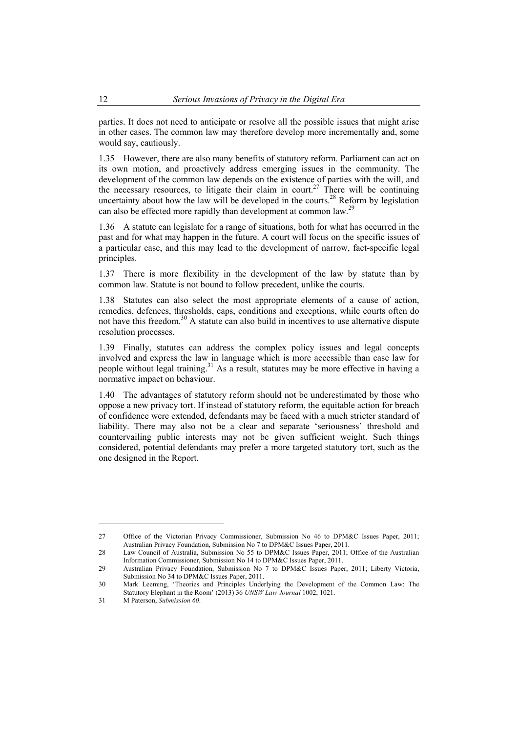parties. It does not need to anticipate or resolve all the possible issues that might arise in other cases. The common law may therefore develop more incrementally and, some would say, cautiously.

1.35 However, there are also many benefits of statutory reform. Parliament can act on its own motion, and proactively address emerging issues in the community. The development of the common law depends on the existence of parties with the will, and the necessary resources, to litigate their claim in court.[27] There will be continuing uncertainty about how the law will be developed in the courts.[28] Reform by legislation can also be effected more rapidly than development at common law.[29]

1.36 A statute can legislate for a range of situations, both for what has occurred in the past and for what may happen in the future. A court will focus on the specific issues of a particular case, and this may lead to the development of narrow, fact-specific legal principles.

1.37 There is more flexibility in the development of the law by statute than by common law. Statute is not bound to follow precedent, unlike the courts.

1.38 Statutes can also select the most appropriate elements of a cause of action, remedies, defences, thresholds, caps, conditions and exceptions, while courts often do not have this freedom.[30] A statute can also build in incentives to use alternative dispute resolution processes.

1.39 Finally, statutes can address the complex policy issues and legal concepts involved and express the law in language which is more accessible than case law for people without legal training.[31] As a result, statutes may be more effective in having a normative impact on behaviour.

1.40 The advantages of statutory reform should not be underestimated by those who oppose a new privacy tort. If instead of statutory reform, the equitable action for breach of confidence were extended, defendants may be faced with a much stricter standard of liability. There may also not be a clear and separate 'seriousness' threshold and countervailing public interests may not be given sufficient weight. Such things considered, potential defendants may prefer a more targeted statutory tort, such as the one designed in the Report.

---

27 Office of the Victorian Privacy Commissioner, Submission No 46 to DPM&C Issues Paper, 2011; Australian Privacy Foundation, Submission No 7 to DPM&C Issues Paper, 2011.

28 Law Council of Australia, Submission No 55 to DPM&C Issues Paper, 2011; Office of the Australian Information Commissioner, Submission No 14 to DPM&C Issues Paper, 2011.

29 Australian Privacy Foundation, Submission No 7 to DPM&C Issues Paper, 2011; Liberty Victoria, Submission No 34 to DPM&C Issues Paper, 2011.

30 Mark Leeming, 'Theories and Principles Underlying the Development of the Common Law: The Statutory Elephant in the Room' (2013) 36 *UNSW Law Journal* 1002, 1021.

31 M Paterson, *Submission 60*.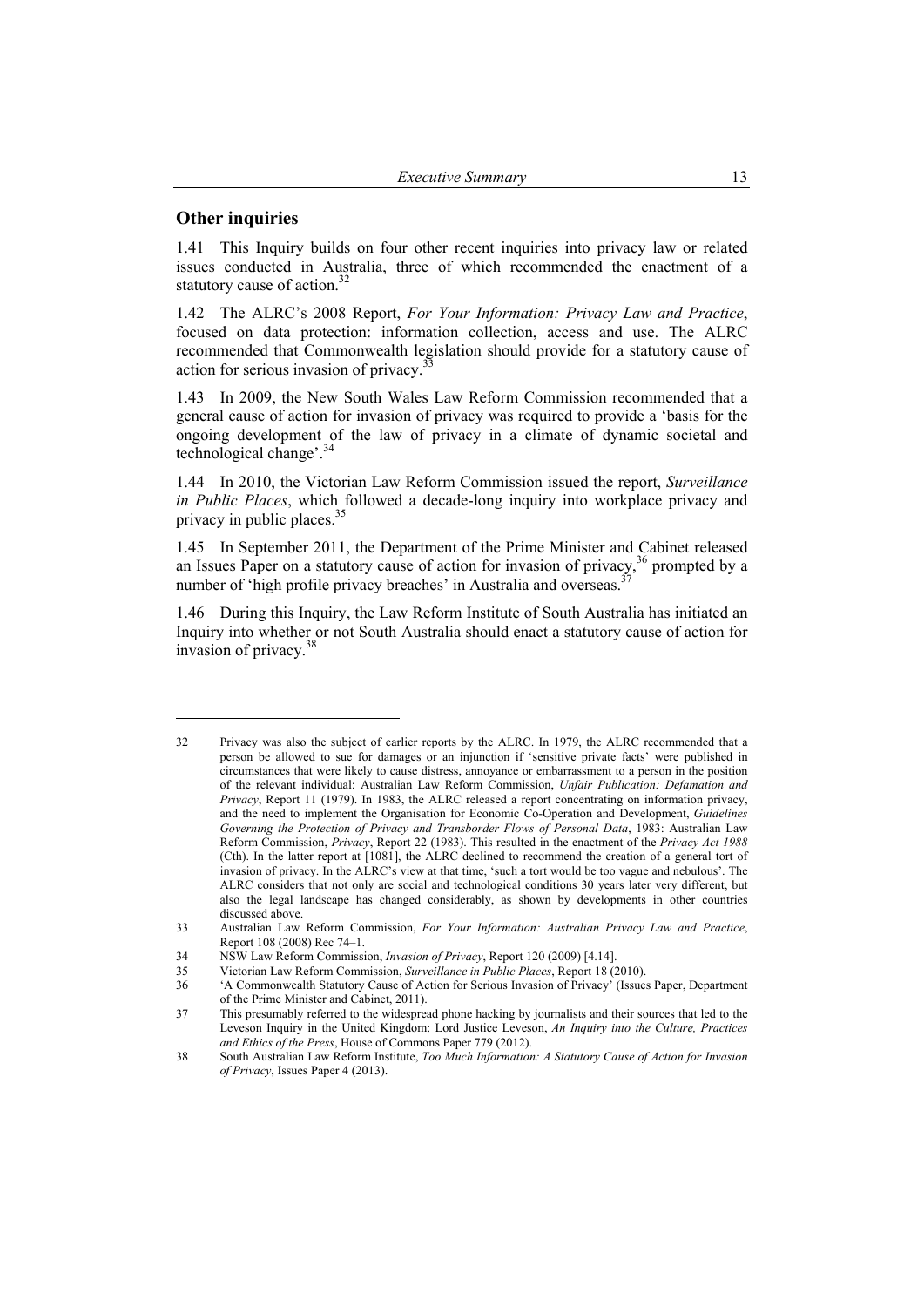## Other inquiries

1.41 This Inquiry builds on four other recent inquiries into privacy law or related issues conducted in Australia, three of which recommended the enactment of a statutory cause of action.[32]

1.42 The ALRC's 2008 Report, *For Your Information: Privacy Law and Practice*, focused on data protection: information collection, access and use. The ALRC recommended that Commonwealth legislation should provide for a statutory cause of action for serious invasion of privacy.[33]

1.43 In 2009, the New South Wales Law Reform Commission recommended that a general cause of action for invasion of privacy was required to provide a 'basis for the ongoing development of the law of privacy in a climate of dynamic societal and technological change'.[34]

1.44 In 2010, the Victorian Law Reform Commission issued the report, *Surveillance in Public Places*, which followed a decade-long inquiry into workplace privacy and privacy in public places.[35]

1.45 In September 2011, the Department of the Prime Minister and Cabinet released an Issues Paper on a statutory cause of action for invasion of privacy,[36] prompted by a number of 'high profile privacy breaches' in Australia and overseas.[37]

1.46 During this Inquiry, the Law Reform Institute of South Australia has initiated an Inquiry into whether or not South Australia should enact a statutory cause of action for invasion of privacy.[38]

---

32 Privacy was also the subject of earlier reports by the ALRC. In 1979, the ALRC recommended that a person be allowed to sue for damages or an injunction if 'sensitive private facts' were published in circumstances that were likely to cause distress, annoyance or embarrassment to a person in the position of the relevant individual: Australian Law Reform Commission, *Unfair Publication: Defamation and Privacy*, Report 11 (1979). In 1983, the ALRC released a report concentrating on information privacy, and the need to implement the Organisation for Economic Co-Operation and Development, *Guidelines Governing the Protection of Privacy and Transborder Flows of Personal Data*, 1983: Australian Law Reform Commission, *Privacy*, Report 22 (1983). This resulted in the enactment of the *Privacy Act 1988* (Cth). In the latter report at [1081], the ALRC declined to recommend the creation of a general tort of invasion of privacy. In the ALRC's view at that time, 'such a tort would be too vague and nebulous'. The ALRC considers that not only are social and technological conditions 30 years later very different, but also the legal landscape has changed considerably, as shown by developments in other countries discussed above.

33 Australian Law Reform Commission, *For Your Information: Australian Privacy Law and Practice*, Report 108 (2008) Rec 74–1.

34 NSW Law Reform Commission, *Invasion of Privacy*, Report 120 (2009) [4.14].

35 Victorian Law Reform Commission, *Surveillance in Public Places*, Report 18 (2010).

36 'A Commonwealth Statutory Cause of Action for Serious Invasion of Privacy' (Issues Paper, Department of the Prime Minister and Cabinet, 2011).

37 This presumably referred to the widespread phone hacking by journalists and their sources that led to the Leveson Inquiry in the United Kingdom: Lord Justice Leveson, *An Inquiry into the Culture, Practices and Ethics of the Press*, House of Commons Paper 779 (2012).

38 South Australian Law Reform Institute, *Too Much Information: A Statutory Cause of Action for Invasion of Privacy*, Issues Paper 4 (2013).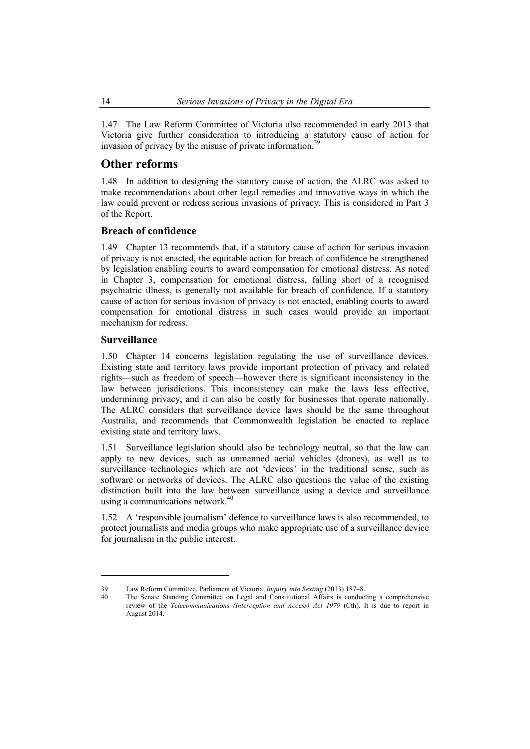1.47 The Law Reform Committee of Victoria also recommended in early 2013 that Victoria give further consideration to introducing a statutory cause of action for invasion of privacy by the misuse of private information.[39]

## Other reforms

1.48 In addition to designing the statutory cause of action, the ALRC was asked to make recommendations about other legal remedies and innovative ways in which the law could prevent or redress serious invasions of privacy. This is considered in Part 3 of the Report.

### Breach of confidence

1.49 Chapter 13 recommends that, if a statutory cause of action for serious invasion of privacy is not enacted, the equitable action for breach of confidence be strengthened by legislation enabling courts to award compensation for emotional distress. As noted in Chapter 3, compensation for emotional distress, falling short of a recognised psychiatric illness, is generally not available for breach of confidence. If a statutory cause of action for serious invasion of privacy is not enacted, enabling courts to award compensation for emotional distress in such cases would provide an important mechanism for redress.

### Surveillance

1.50 Chapter 14 concerns legislation regulating the use of surveillance devices. Existing state and territory laws provide important protection of privacy and related rights—such as freedom of speech—however there is significant inconsistency in the law between jurisdictions. This inconsistency can make the laws less effective, undermining privacy, and it can also be costly for businesses that operate nationally. The ALRC considers that surveillance device laws should be the same throughout Australia, and recommends that Commonwealth legislation be enacted to replace existing state and territory laws.

1.51 Surveillance legislation should also be technology neutral, so that the law can apply to new devices, such as unmanned aerial vehicles (drones), as well as to surveillance technologies which are not 'devices' in the traditional sense, such as software or networks of devices. The ALRC also questions the value of the existing distinction built into the law between surveillance using a device and surveillance using a communications network.[40]

1.52 A 'responsible journalism' defence to surveillance laws is also recommended, to protect journalists and media groups who make appropriate use of a surveillance device for journalism in the public interest.

---

39 Law Reform Committee, Parliament of Victoria, *Inquiry into Sexting* (2013) 187–8.

40 The Senate Standing Committee on Legal and Constitutional Affairs is conducting a comprehensive review of the *Telecommunications (Interception and Access) Act 1979* (Cth). It is due to report in August 2014.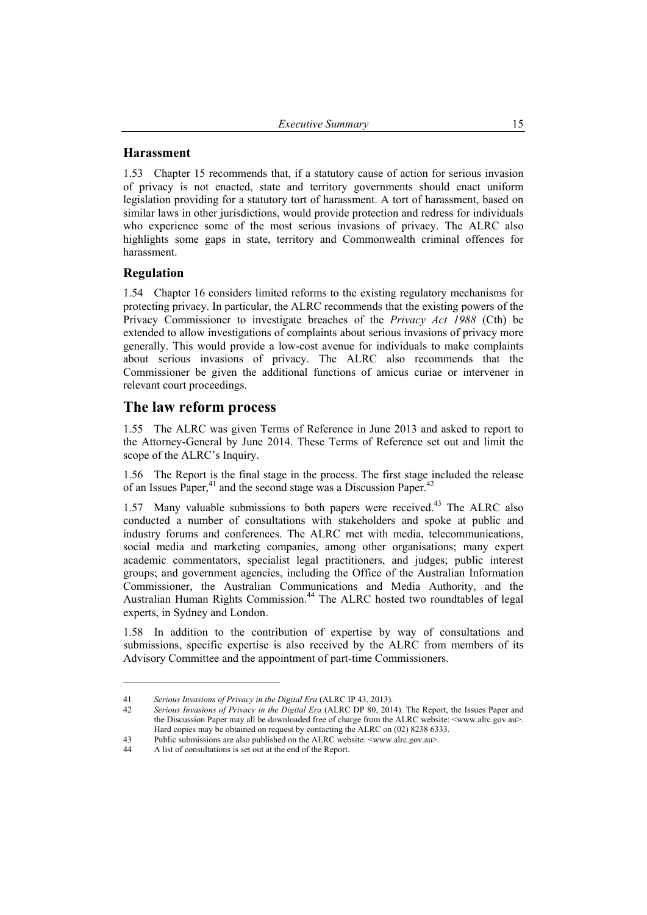### Harassment

1.53 Chapter 15 recommends that, if a statutory cause of action for serious invasion of privacy is not enacted, state and territory governments should enact uniform legislation providing for a statutory tort of harassment. A tort of harassment, based on similar laws in other jurisdictions, would provide protection and redress for individuals who experience some of the most serious invasions of privacy. The ALRC also highlights some gaps in state, territory and Commonwealth criminal offences for harassment.

### Regulation

1.54 Chapter 16 considers limited reforms to the existing regulatory mechanisms for protecting privacy. In particular, the ALRC recommends that the existing powers of the Privacy Commissioner to investigate breaches of the *Privacy Act 1988* (Cth) be extended to allow investigations of complaints about serious invasions of privacy more generally. This would provide a low-cost avenue for individuals to make complaints about serious invasions of privacy. The ALRC also recommends that the Commissioner be given the additional functions of amicus curiae or intervener in relevant court proceedings.

## The law reform process

1.55 The ALRC was given Terms of Reference in June 2013 and asked to report to the Attorney-General by June 2014. These Terms of Reference set out and limit the scope of the ALRC's Inquiry.

1.56 The Report is the final stage in the process. The first stage included the release of an Issues Paper,[41] and the second stage was a Discussion Paper.[42]

1.57 Many valuable submissions to both papers were received.[43] The ALRC also conducted a number of consultations with stakeholders and spoke at public and industry forums and conferences. The ALRC met with media, telecommunications, social media and marketing companies, among other organisations; many expert academic commentators, specialist legal practitioners, and judges; public interest groups; and government agencies, including the Office of the Australian Information Commissioner, the Australian Communications and Media Authority, and the Australian Human Rights Commission.[44] The ALRC hosted two roundtables of legal experts, in Sydney and London.

1.58 In addition to the contribution of expertise by way of consultations and submissions, specific expertise is also received by the ALRC from members of its Advisory Committee and the appointment of part-time Commissioners.

---

41 *Serious Invasions of Privacy in the Digital Era* (ALRC IP 43, 2013).

42 *Serious Invasions of Privacy in the Digital Era* (ALRC DP 80, 2014). The Report, the Issues Paper and the Discussion Paper may all be downloaded free of charge from the ALRC website: <www.alrc.gov.au>. Hard copies may be obtained on request by contacting the ALRC on (02) 8238 6333.

43 Public submissions are also published on the ALRC website: <www.alrc.gov.au>.

44 A list of consultations is set out at the end of the Report.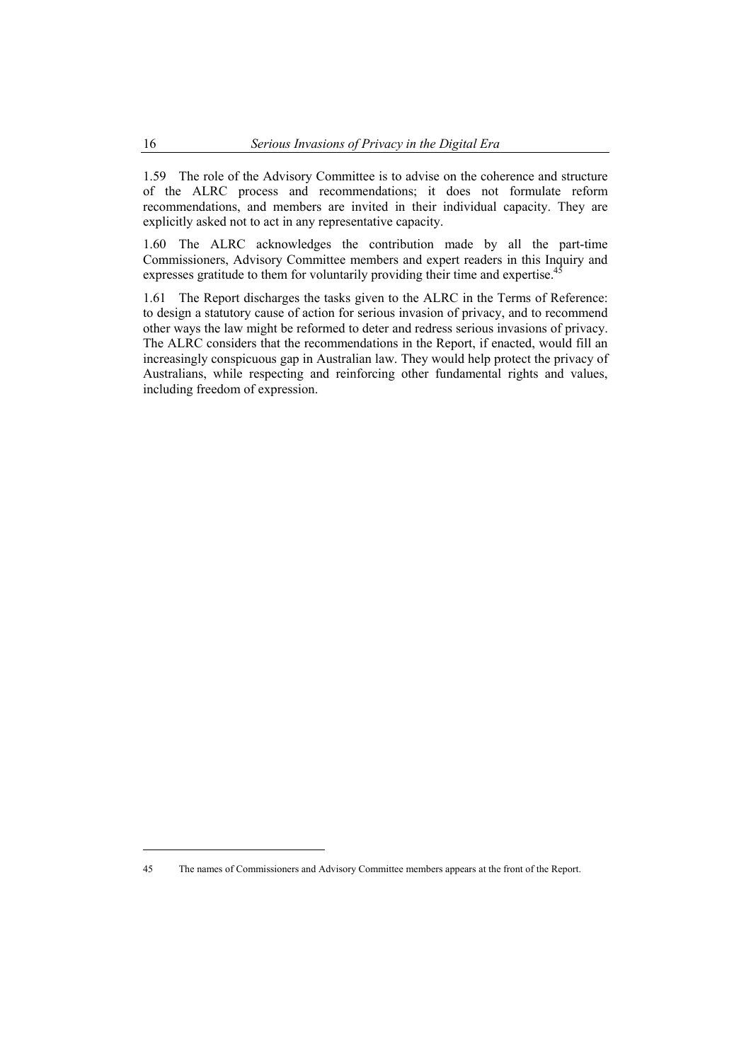1.59 The role of the Advisory Committee is to advise on the coherence and structure of the ALRC process and recommendations; it does not formulate reform recommendations, and members are invited in their individual capacity. They are explicitly asked not to act in any representative capacity.

1.60 The ALRC acknowledges the contribution made by all the part-time Commissioners, Advisory Committee members and expert readers in this Inquiry and expresses gratitude to them for voluntarily providing their time and expertise.[45]

1.61 The Report discharges the tasks given to the ALRC in the Terms of Reference: to design a statutory cause of action for serious invasion of privacy, and to recommend other ways the law might be reformed to deter and redress serious invasions of privacy. The ALRC considers that the recommendations in the Report, if enacted, would fill an increasingly conspicuous gap in Australian law. They would help protect the privacy of Australians, while respecting and reinforcing other fundamental rights and values, including freedom of expression.

---

45 The names of Commissioners and Advisory Committee members appears at the front of the Report.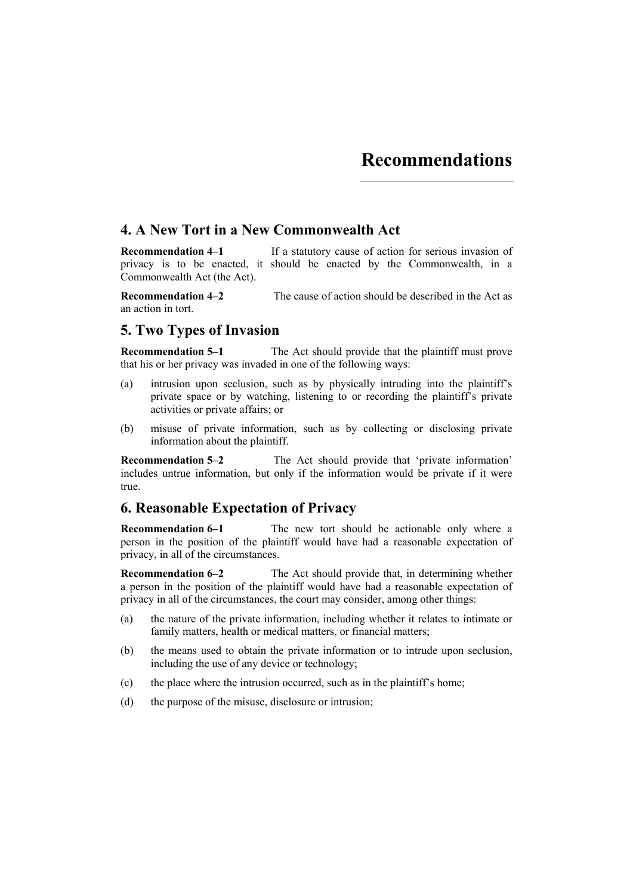# Recommendations

## 4. A New Tort in a New Commonwealth Act

**Recommendation 4–1** If a statutory cause of action for serious invasion of privacy is to be enacted, it should be enacted by the Commonwealth, in a Commonwealth Act (the Act).

**Recommendation 4–2** The cause of action should be described in the Act as an action in tort.

## 5. Two Types of Invasion

**Recommendation 5–1** The Act should provide that the plaintiff must prove that his or her privacy was invaded in one of the following ways:

(a) intrusion upon seclusion, such as by physically intruding into the plaintiff's private space or by watching, listening to or recording the plaintiff's private activities or private affairs; or

(b) misuse of private information, such as by collecting or disclosing private information about the plaintiff.

**Recommendation 5–2** The Act should provide that 'private information' includes untrue information, but only if the information would be private if it were true.

## 6. Reasonable Expectation of Privacy

**Recommendation 6–1** The new tort should be actionable only where a person in the position of the plaintiff would have had a reasonable expectation of privacy, in all of the circumstances.

**Recommendation 6–2** The Act should provide that, in determining whether a person in the position of the plaintiff would have had a reasonable expectation of privacy in all of the circumstances, the court may consider, among other things:

(a) the nature of the private information, including whether it relates to intimate or family matters, health or medical matters, or financial matters;

(b) the means used to obtain the private information or to intrude upon seclusion, including the use of any device or technology;

(c) the place where the intrusion occurred, such as in the plaintiff's home;

(d) the purpose of the misuse, disclosure or intrusion;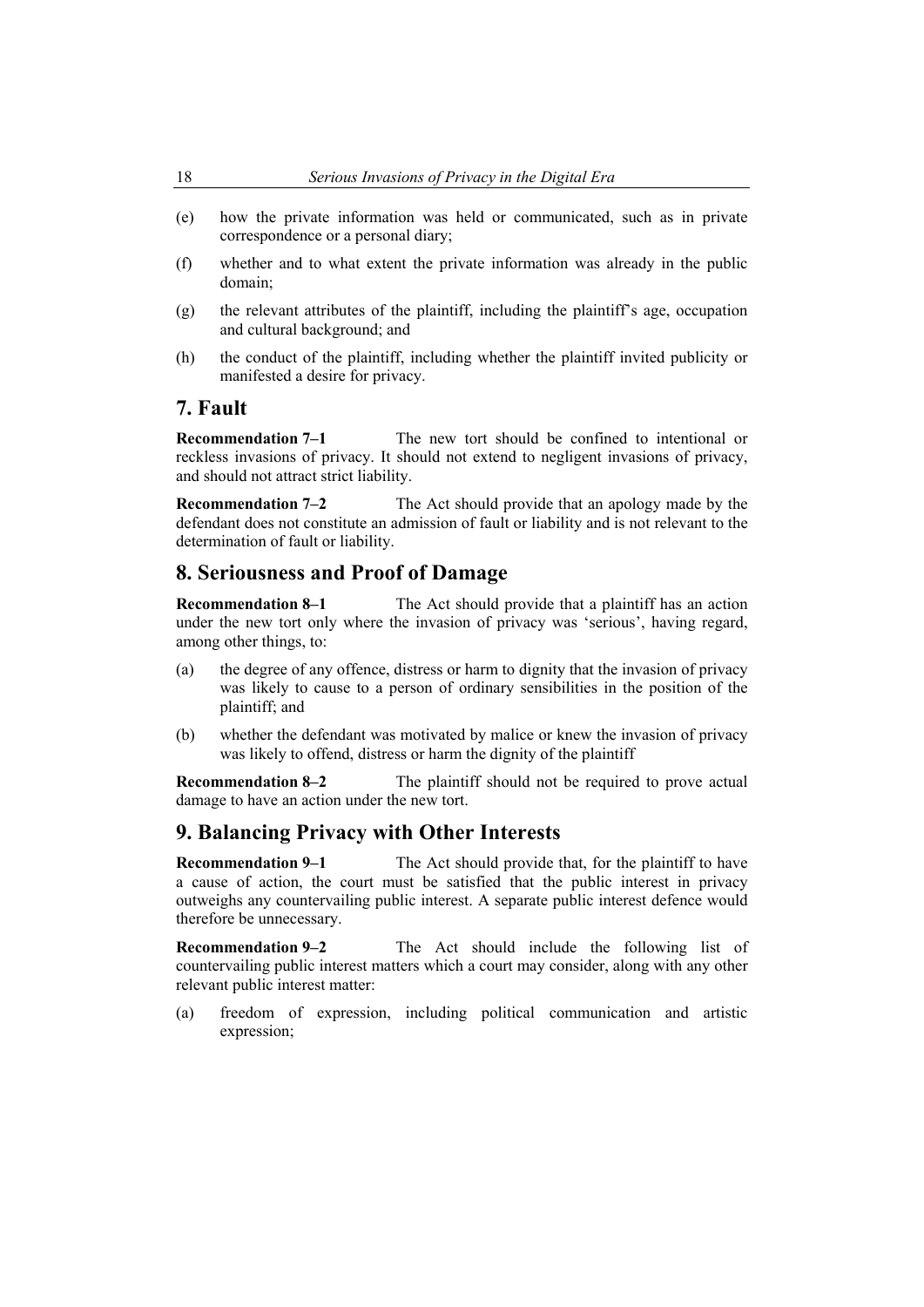(e) how the private information was held or communicated, such as in private correspondence or a personal diary;

(f) whether and to what extent the private information was already in the public domain;

(g) the relevant attributes of the plaintiff, including the plaintiff's age, occupation and cultural background; and

(h) the conduct of the plaintiff, including whether the plaintiff invited publicity or manifested a desire for privacy.

## 7. Fault

**Recommendation 7–1** The new tort should be confined to intentional or reckless invasions of privacy. It should not extend to negligent invasions of privacy, and should not attract strict liability.

**Recommendation 7–2** The Act should provide that an apology made by the defendant does not constitute an admission of fault or liability and is not relevant to the determination of fault or liability.

## 8. Seriousness and Proof of Damage

**Recommendation 8–1** The Act should provide that a plaintiff has an action under the new tort only where the invasion of privacy was 'serious', having regard, among other things, to:

(a) the degree of any offence, distress or harm to dignity that the invasion of privacy was likely to cause to a person of ordinary sensibilities in the position of the plaintiff; and

(b) whether the defendant was motivated by malice or knew the invasion of privacy was likely to offend, distress or harm the dignity of the plaintiff

**Recommendation 8–2** The plaintiff should not be required to prove actual damage to have an action under the new tort.

## 9. Balancing Privacy with Other Interests

**Recommendation 9–1** The Act should provide that, for the plaintiff to have a cause of action, the court must be satisfied that the public interest in privacy outweighs any countervailing public interest. A separate public interest defence would therefore be unnecessary.

**Recommendation 9–2** The Act should include the following list of countervailing public interest matters which a court may consider, along with any other relevant public interest matter:

(a) freedom of expression, including political communication and artistic expression;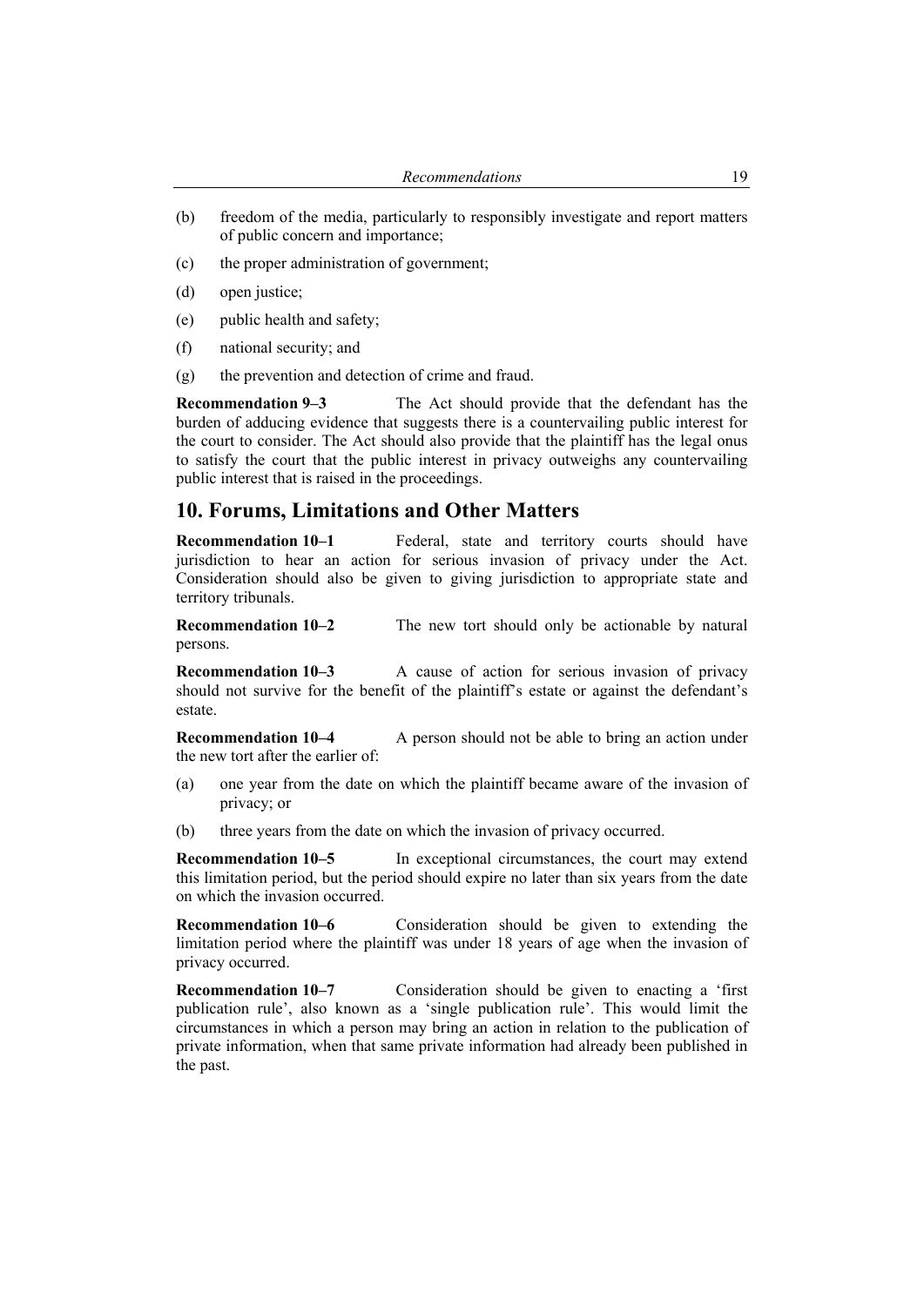(b) freedom of the media, particularly to responsibly investigate and report matters of public concern and importance;

(c) the proper administration of government;

(d) open justice;

(e) public health and safety;

(f) national security; and

(g) the prevention and detection of crime and fraud.

**Recommendation 9–3** The Act should provide that the defendant has the burden of adducing evidence that suggests there is a countervailing public interest for the court to consider. The Act should also provide that the plaintiff has the legal onus to satisfy the court that the public interest in privacy outweighs any countervailing public interest that is raised in the proceedings.

## 10. Forums, Limitations and Other Matters

**Recommendation 10–1** Federal, state and territory courts should have jurisdiction to hear an action for serious invasion of privacy under the Act. Consideration should also be given to giving jurisdiction to appropriate state and territory tribunals.

**Recommendation 10–2** The new tort should only be actionable by natural persons.

**Recommendation 10–3** A cause of action for serious invasion of privacy should not survive for the benefit of the plaintiff's estate or against the defendant's estate.

**Recommendation 10–4** A person should not be able to bring an action under the new tort after the earlier of:

(a) one year from the date on which the plaintiff became aware of the invasion of privacy; or

(b) three years from the date on which the invasion of privacy occurred.

**Recommendation 10–5** In exceptional circumstances, the court may extend this limitation period, but the period should expire no later than six years from the date on which the invasion occurred.

**Recommendation 10–6** Consideration should be given to extending the limitation period where the plaintiff was under 18 years of age when the invasion of privacy occurred.

**Recommendation 10–7** Consideration should be given to enacting a 'first publication rule', also known as a 'single publication rule'. This would limit the circumstances in which a person may bring an action in relation to the publication of private information, when that same private information had already been published in the past.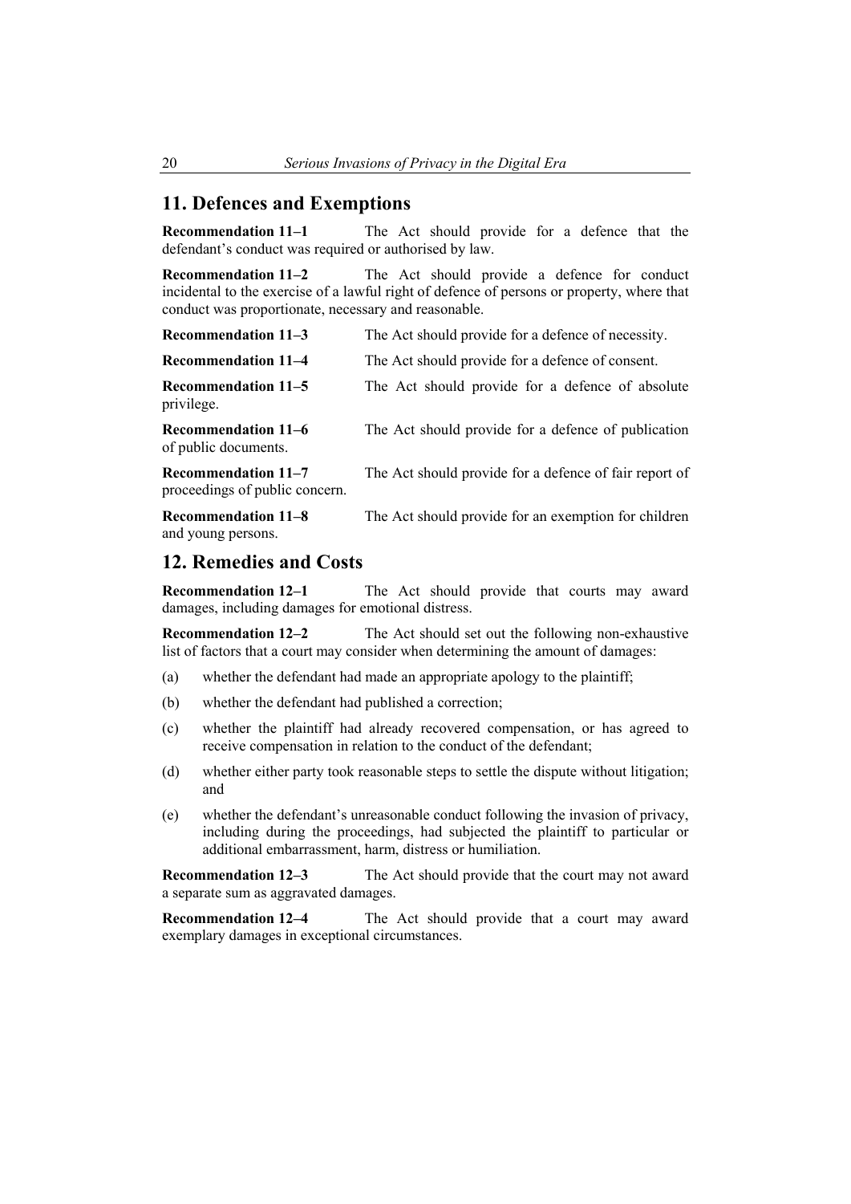## 11. Defences and Exemptions

**Recommendation 11–1** The Act should provide for a defence that the defendant's conduct was required or authorised by law.

**Recommendation 11–2** The Act should provide a defence for conduct incidental to the exercise of a lawful right of defence of persons or property, where that conduct was proportionate, necessary and reasonable.

**Recommendation 11–3** The Act should provide for a defence of necessity.

**Recommendation 11–4** The Act should provide for a defence of consent.

**Recommendation 11–5** The Act should provide for a defence of absolute privilege.

**Recommendation 11–6** The Act should provide for a defence of publication of public documents.

**Recommendation 11–7** The Act should provide for a defence of fair report of proceedings of public concern.

**Recommendation 11–8** The Act should provide for an exemption for children and young persons.

## 12. Remedies and Costs

**Recommendation 12–1** The Act should provide that courts may award damages, including damages for emotional distress.

**Recommendation 12–2** The Act should set out the following non-exhaustive list of factors that a court may consider when determining the amount of damages:

(a) whether the defendant had made an appropriate apology to the plaintiff;

(b) whether the defendant had published a correction;

(c) whether the plaintiff had already recovered compensation, or has agreed to receive compensation in relation to the conduct of the defendant;

(d) whether either party took reasonable steps to settle the dispute without litigation; and

(e) whether the defendant's unreasonable conduct following the invasion of privacy, including during the proceedings, had subjected the plaintiff to particular or additional embarrassment, harm, distress or humiliation.

**Recommendation 12–3** The Act should provide that the court may not award a separate sum as aggravated damages.

**Recommendation 12–4** The Act should provide that a court may award exemplary damages in exceptional circumstances.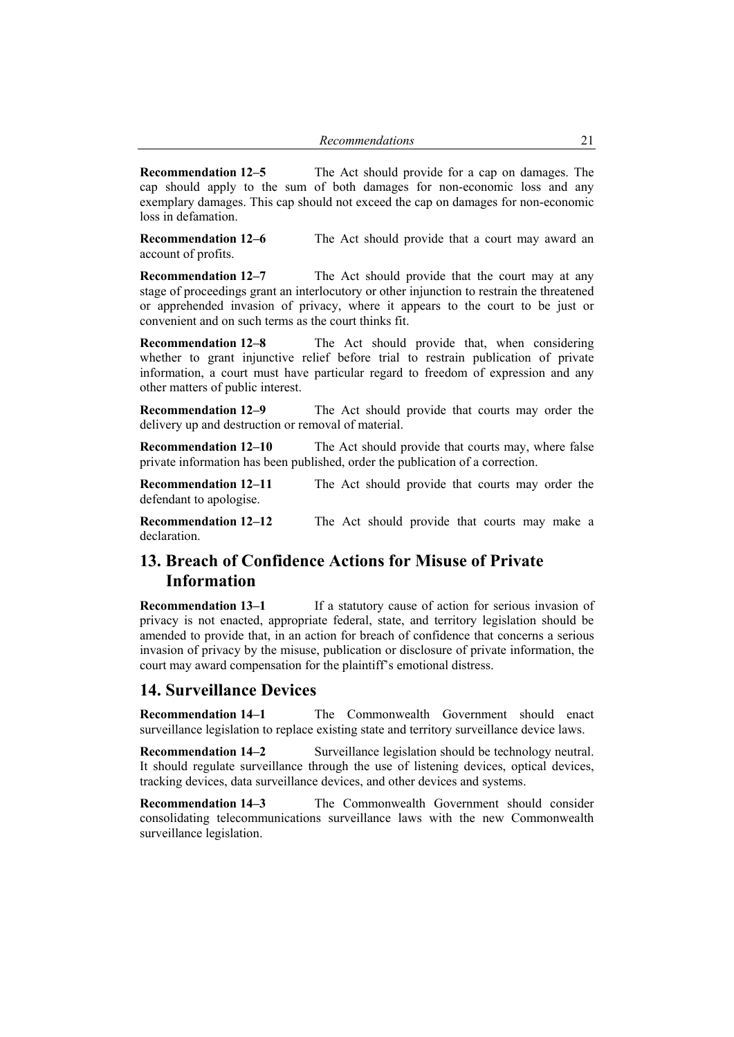**Recommendation 12–5** The Act should provide for a cap on damages. The cap should apply to the sum of both damages for non-economic loss and any exemplary damages. This cap should not exceed the cap on damages for non-economic loss in defamation.

**Recommendation 12–6** The Act should provide that a court may award an account of profits.

**Recommendation 12–7** The Act should provide that the court may at any stage of proceedings grant an interlocutory or other injunction to restrain the threatened or apprehended invasion of privacy, where it appears to the court to be just or convenient and on such terms as the court thinks fit.

**Recommendation 12–8** The Act should provide that, when considering whether to grant injunctive relief before trial to restrain publication of private information, a court must have particular regard to freedom of expression and any other matters of public interest.

**Recommendation 12–9** The Act should provide that courts may order the delivery up and destruction or removal of material.

**Recommendation 12–10** The Act should provide that courts may, where false private information has been published, order the publication of a correction.

**Recommendation 12–11** The Act should provide that courts may order the defendant to apologise.

**Recommendation 12–12** The Act should provide that courts may make a declaration.

## 13. Breach of Confidence Actions for Misuse of Private Information

**Recommendation 13–1** If a statutory cause of action for serious invasion of privacy is not enacted, appropriate federal, state, and territory legislation should be amended to provide that, in an action for breach of confidence that concerns a serious invasion of privacy by the misuse, publication or disclosure of private information, the court may award compensation for the plaintiff's emotional distress.

## 14. Surveillance Devices

**Recommendation 14–1** The Commonwealth Government should enact surveillance legislation to replace existing state and territory surveillance device laws.

**Recommendation 14–2** Surveillance legislation should be technology neutral. It should regulate surveillance through the use of listening devices, optical devices, tracking devices, data surveillance devices, and other devices and systems.

**Recommendation 14–3** The Commonwealth Government should consider consolidating telecommunications surveillance laws with the new Commonwealth surveillance legislation.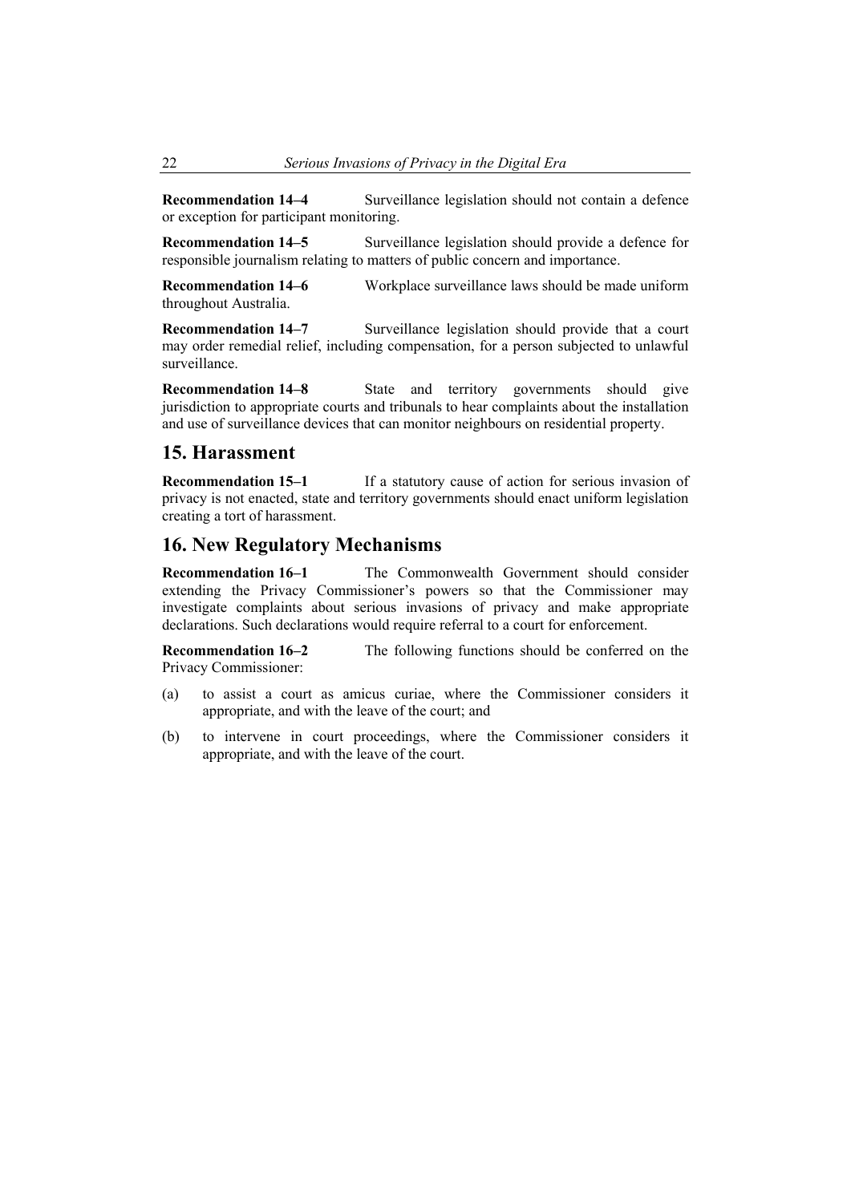**Recommendation 14–4** Surveillance legislation should not contain a defence or exception for participant monitoring.

**Recommendation 14–5** Surveillance legislation should provide a defence for responsible journalism relating to matters of public concern and importance.

**Recommendation 14–6** Workplace surveillance laws should be made uniform throughout Australia.

**Recommendation 14–7** Surveillance legislation should provide that a court may order remedial relief, including compensation, for a person subjected to unlawful surveillance.

**Recommendation 14–8** State and territory governments should give jurisdiction to appropriate courts and tribunals to hear complaints about the installation and use of surveillance devices that can monitor neighbours on residential property.

## 15. Harassment

**Recommendation 15–1** If a statutory cause of action for serious invasion of privacy is not enacted, state and territory governments should enact uniform legislation creating a tort of harassment.

## 16. New Regulatory Mechanisms

**Recommendation 16–1** The Commonwealth Government should consider extending the Privacy Commissioner's powers so that the Commissioner may investigate complaints about serious invasions of privacy and make appropriate declarations. Such declarations would require referral to a court for enforcement.

**Recommendation 16–2** The following functions should be conferred on the Privacy Commissioner:

(a) to assist a court as amicus curiae, where the Commissioner considers it appropriate, and with the leave of the court; and

(b) to intervene in court proceedings, where the Commissioner considers it appropriate, and with the leave of the court.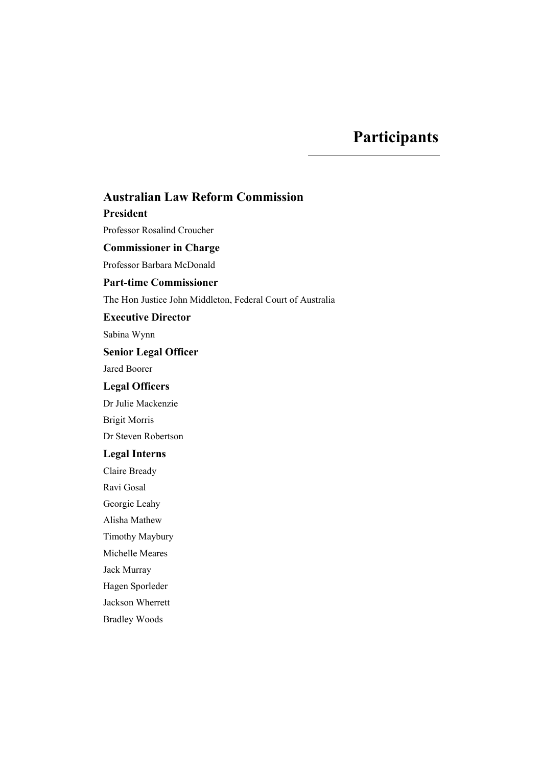# Participants

## Australian Law Reform Commission

### President

Professor Rosalind Croucher

### Commissioner in Charge

Professor Barbara McDonald

### Part-time Commissioner

The Hon Justice John Middleton, Federal Court of Australia

### Executive Director

Sabina Wynn

### Senior Legal Officer

Jared Boorer

### Legal Officers

Dr Julie Mackenzie

Brigit Morris

Dr Steven Robertson

### Legal Interns

Claire Bready

Ravi Gosal

Georgie Leahy

Alisha Mathew

Timothy Maybury

Michelle Meares

Jack Murray

Hagen Sporleder

Jackson Wherrett

Bradley Woods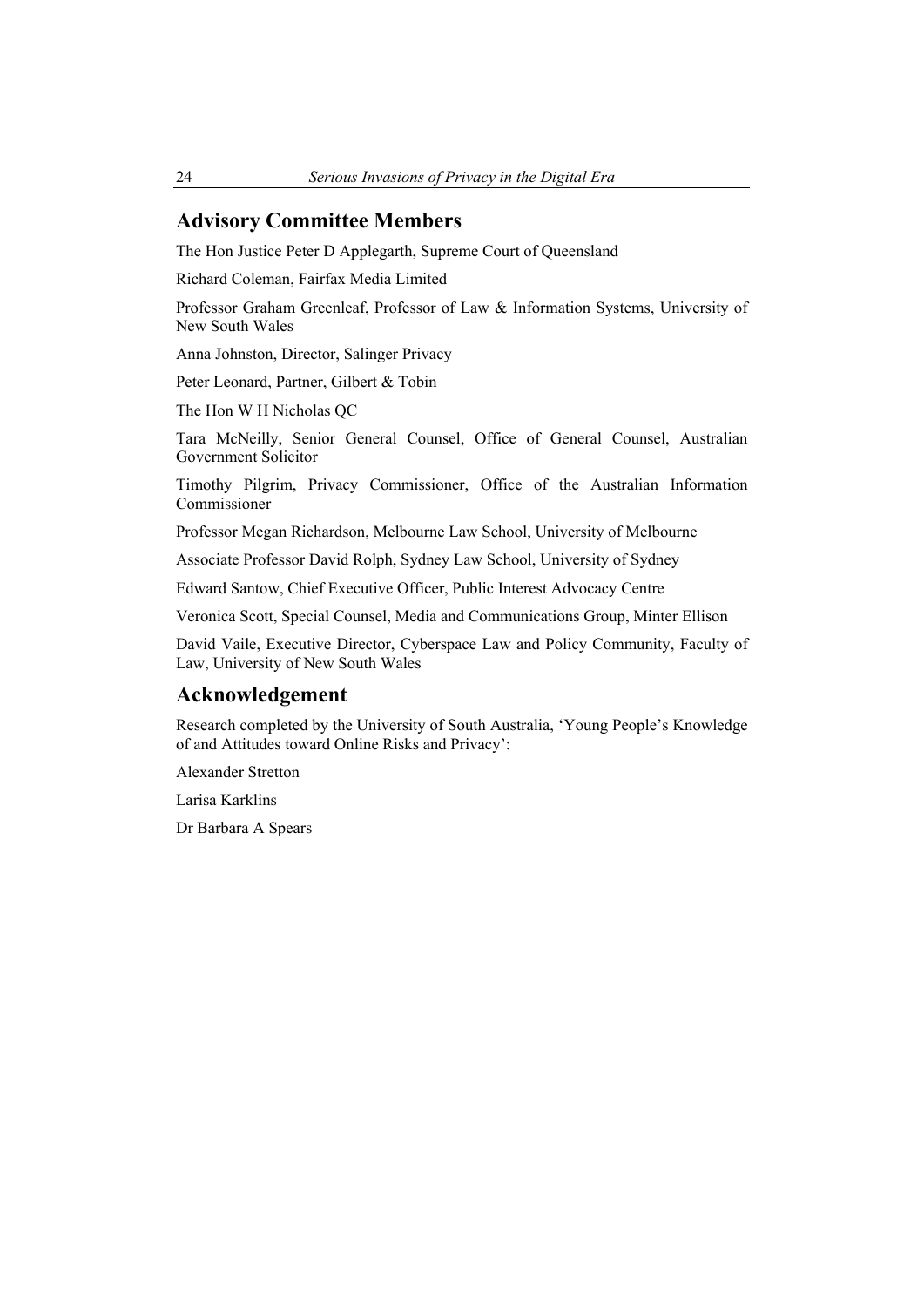## Advisory Committee Members

The Hon Justice Peter D Applegarth, Supreme Court of Queensland

Richard Coleman, Fairfax Media Limited

Professor Graham Greenleaf, Professor of Law & Information Systems, University of New South Wales

Anna Johnston, Director, Salinger Privacy

Peter Leonard, Partner, Gilbert & Tobin

The Hon W H Nicholas QC

Tara McNeilly, Senior General Counsel, Office of General Counsel, Australian Government Solicitor

Timothy Pilgrim, Privacy Commissioner, Office of the Australian Information Commissioner

Professor Megan Richardson, Melbourne Law School, University of Melbourne

Associate Professor David Rolph, Sydney Law School, University of Sydney

Edward Santow, Chief Executive Officer, Public Interest Advocacy Centre

Veronica Scott, Special Counsel, Media and Communications Group, Minter Ellison

David Vaile, Executive Director, Cyberspace Law and Policy Community, Faculty of Law, University of New South Wales

## Acknowledgement

Research completed by the University of South Australia, 'Young People's Knowledge of and Attitudes toward Online Risks and Privacy':

Alexander Stretton

Larisa Karklins

Dr Barbara A Spears